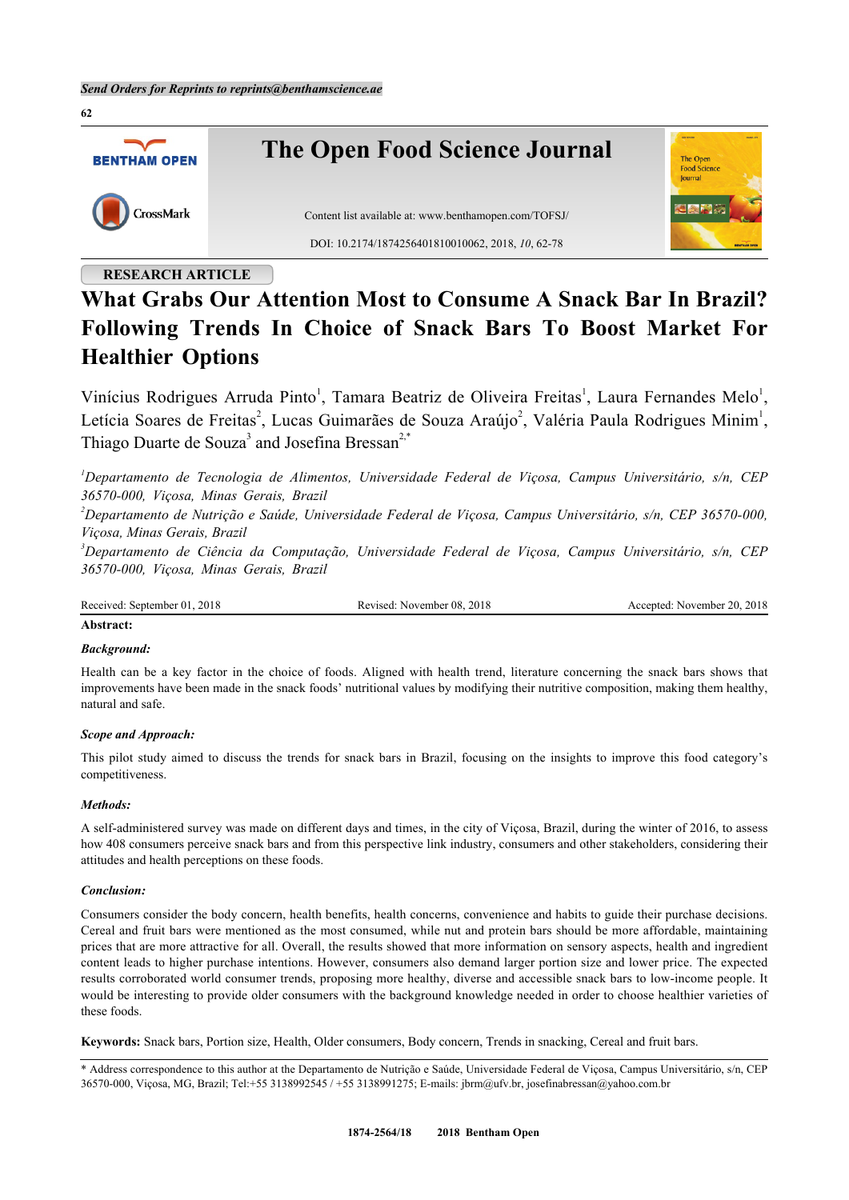Send Orders for Reprints to reprints@benthamscience.ae

**The Open Food Science Journal**

Content list available at: www.benthamopen.com/TOFSJ/

DOI: 10.2174/1874256401810010062, 2018, *10*, 62-78

RESEARCH ARTICLE

# What Grabs Our Attention Most to Consume A Snack Bar In Brazil? Following Trends In Choice of Snack Bars To Boost Market For Healthier Options

Vinícius Rodrigues Arruda Pinto[1], Tamara Beatriz de Oliveira Freitas[1], Laura Fernandes Melo[1], Letícia Soares de Freitas[2], Lucas Guimarães de Souza Araújo[2], Valéria Paula Rodrigues Minim[1], Thiago Duarte de Souza[3] and Josefina Bressan[2,*]

[1]*Departamento de Tecnologia de Alimentos, Universidade Federal de Viçosa, Campus Universitário, s/n, CEP 36570-000, Viçosa, Minas Gerais, Brazil*

[2]*Departamento de Nutrição e Saúde, Universidade Federal de Viçosa, Campus Universitário, s/n, CEP 36570-000, Viçosa, Minas Gerais, Brazil*

[3]*Departamento de Ciência da Computação, Universidade Federal de Viçosa, Campus Universitário, s/n, CEP 36570-000, Viçosa, Minas Gerais, Brazil*

Received: September 01, 2018 Revised: November 08, 2018 Accepted: November 20, 2018

**Abstract:**

***Background:***

Health can be a key factor in the choice of foods. Aligned with health trend, literature concerning the snack bars shows that improvements have been made in the snack foods' nutritional values by modifying their nutritive composition, making them healthy, natural and safe.

***Scope and Approach:***

This pilot study aimed to discuss the trends for snack bars in Brazil, focusing on the insights to improve this food category's competitiveness.

***Methods:***

A self-administered survey was made on different days and times, in the city of Viçosa, Brazil, during the winter of 2016, to assess how 408 consumers perceive snack bars and from this perspective link industry, consumers and other stakeholders, considering their attitudes and health perceptions on these foods.

***Conclusion:***

Consumers consider the body concern, health benefits, health concerns, convenience and habits to guide their purchase decisions. Cereal and fruit bars were mentioned as the most consumed, while nut and protein bars should be more affordable, maintaining prices that are more attractive for all. Overall, the results showed that more information on sensory aspects, health and ingredient content leads to higher purchase intentions. However, consumers also demand larger portion size and lower price. The expected results corroborated world consumer trends, proposing more healthy, diverse and accessible snack bars to low-income people. It would be interesting to provide older consumers with the background knowledge needed in order to choose healthier varieties of these foods.

**Keywords:** Snack bars, Portion size, Health, Older consumers, Body concern, Trends in snacking, Cereal and fruit bars.

\* Address correspondence to this author at the Departamento de Nutrição e Saúde, Universidade Federal de Viçosa, Campus Universitário, s/n, CEP 36570-000, Viçosa, MG, Brazil; Tel:+55 3138992545 / +55 3138991275; E-mails: jbrm@ufv.br, josefinabressan@yahoo.com.br

1874-2564/18 2018 Bentham Open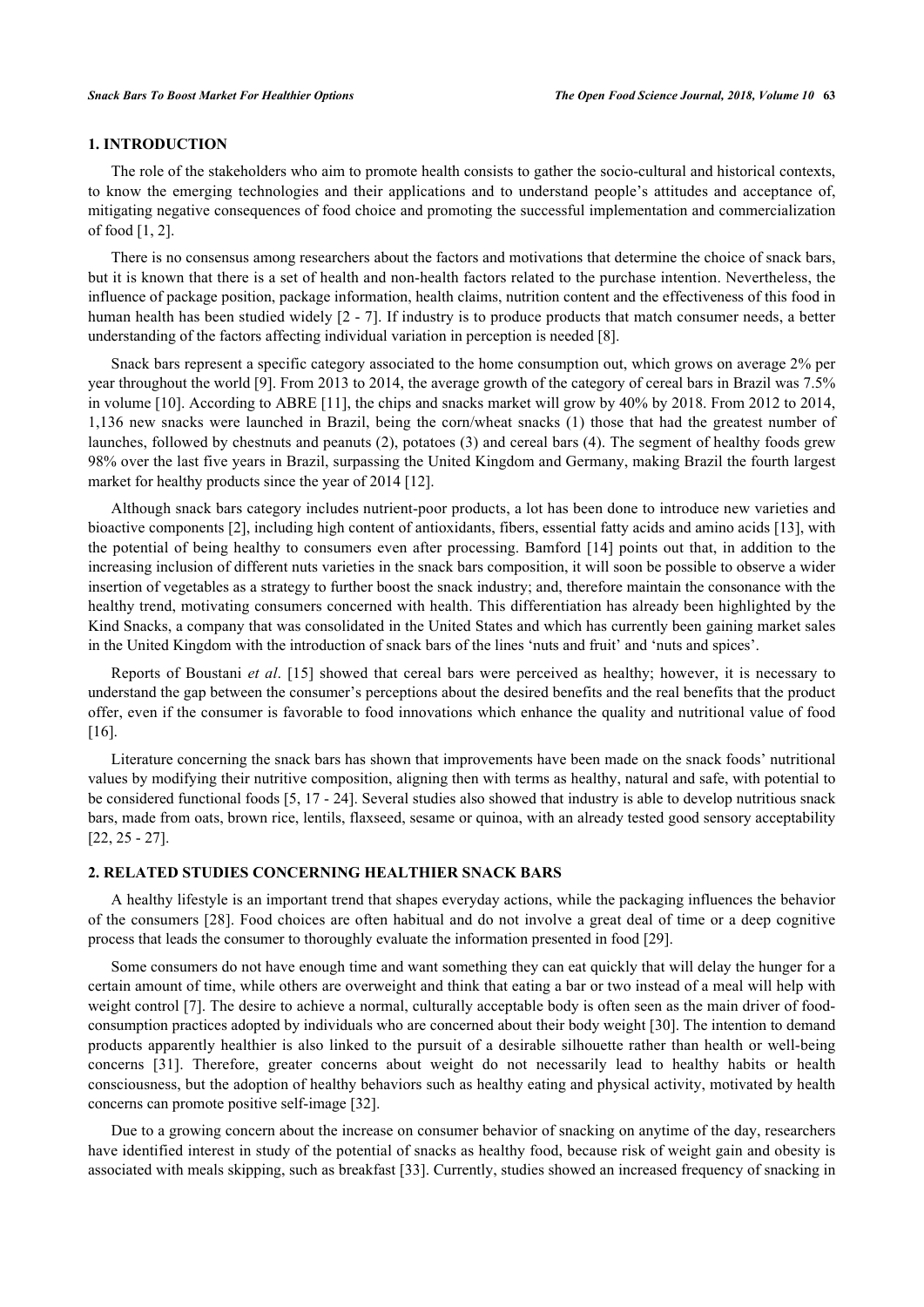## 1. INTRODUCTION

The role of the stakeholders who aim to promote health consists to gather the socio-cultural and historical contexts, to know the emerging technologies and their applications and to understand people's attitudes and acceptance of, mitigating negative consequences of food choice and promoting the successful implementation and commercialization of food [1, 2].

There is no consensus among researchers about the factors and motivations that determine the choice of snack bars, but it is known that there is a set of health and non-health factors related to the purchase intention. Nevertheless, the influence of package position, package information, health claims, nutrition content and the effectiveness of this food in human health has been studied widely [2 - 7]. If industry is to produce products that match consumer needs, a better understanding of the factors affecting individual variation in perception is needed [8].

Snack bars represent a specific category associated to the home consumption out, which grows on average 2% per year throughout the world [9]. From 2013 to 2014, the average growth of the category of cereal bars in Brazil was 7.5% in volume [10]. According to ABRE [11], the chips and snacks market will grow by 40% by 2018. From 2012 to 2014, 1,136 new snacks were launched in Brazil, being the corn/wheat snacks (1) those that had the greatest number of launches, followed by chestnuts and peanuts (2), potatoes (3) and cereal bars (4). The segment of healthy foods grew 98% over the last five years in Brazil, surpassing the United Kingdom and Germany, making Brazil the fourth largest market for healthy products since the year of 2014 [12].

Although snack bars category includes nutrient-poor products, a lot has been done to introduce new varieties and bioactive components [2], including high content of antioxidants, fibers, essential fatty acids and amino acids [13], with the potential of being healthy to consumers even after processing. Bamford [14] points out that, in addition to the increasing inclusion of different nuts varieties in the snack bars composition, it will soon be possible to observe a wider insertion of vegetables as a strategy to further boost the snack industry; and, therefore maintain the consonance with the healthy trend, motivating consumers concerned with health. This differentiation has already been highlighted by the Kind Snacks, a company that was consolidated in the United States and which has currently been gaining market sales in the United Kingdom with the introduction of snack bars of the lines 'nuts and fruit' and 'nuts and spices'.

Reports of Boustani *et al*. [15] showed that cereal bars were perceived as healthy; however, it is necessary to understand the gap between the consumer's perceptions about the desired benefits and the real benefits that the product offer, even if the consumer is favorable to food innovations which enhance the quality and nutritional value of food [16].

Literature concerning the snack bars has shown that improvements have been made on the snack foods' nutritional values by modifying their nutritive composition, aligning then with terms as healthy, natural and safe, with potential to be considered functional foods [5, 17 - 24]. Several studies also showed that industry is able to develop nutritious snack bars, made from oats, brown rice, lentils, flaxseed, sesame or quinoa, with an already tested good sensory acceptability [22, 25 - 27].

## 2. RELATED STUDIES CONCERNING HEALTHIER SNACK BARS

A healthy lifestyle is an important trend that shapes everyday actions, while the packaging influences the behavior of the consumers [28]. Food choices are often habitual and do not involve a great deal of time or a deep cognitive process that leads the consumer to thoroughly evaluate the information presented in food [29].

Some consumers do not have enough time and want something they can eat quickly that will delay the hunger for a certain amount of time, while others are overweight and think that eating a bar or two instead of a meal will help with weight control [7]. The desire to achieve a normal, culturally acceptable body is often seen as the main driver of food-consumption practices adopted by individuals who are concerned about their body weight [30]. The intention to demand products apparently healthier is also linked to the pursuit of a desirable silhouette rather than health or well-being concerns [31]. Therefore, greater concerns about weight do not necessarily lead to healthy habits or health consciousness, but the adoption of healthy behaviors such as healthy eating and physical activity, motivated by health concerns can promote positive self-image [32].

Due to a growing concern about the increase on consumer behavior of snacking on anytime of the day, researchers have identified interest in study of the potential of snacks as healthy food, because risk of weight gain and obesity is associated with meals skipping, such as breakfast [33]. Currently, studies showed an increased frequency of snacking in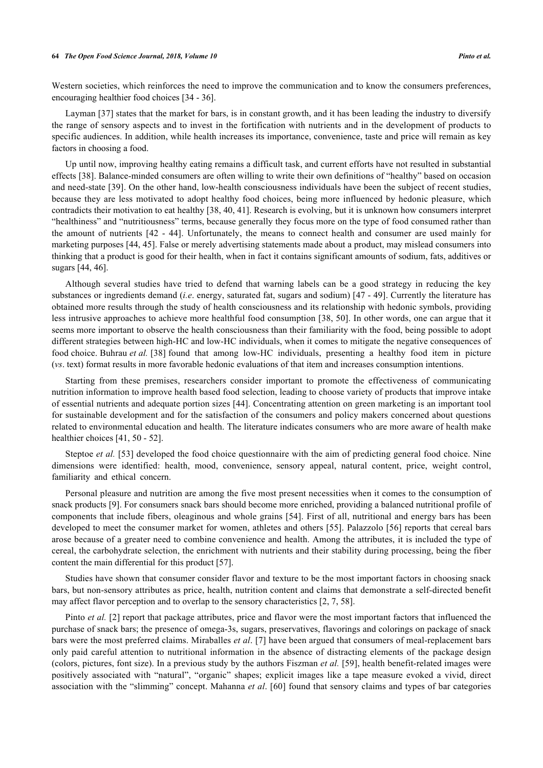Western societies, which reinforces the need to improve the communication and to know the consumers preferences, encouraging healthier food choices [34 - 36].

Layman [37] states that the market for bars, is in constant growth, and it has been leading the industry to diversify the range of sensory aspects and to invest in the fortification with nutrients and in the development of products to specific audiences. In addition, while health increases its importance, convenience, taste and price will remain as key factors in choosing a food.

Up until now, improving healthy eating remains a difficult task, and current efforts have not resulted in substantial effects [38]. Balance-minded consumers are often willing to write their own definitions of "healthy" based on occasion and need-state [39]. On the other hand, low-health consciousness individuals have been the subject of recent studies, because they are less motivated to adopt healthy food choices, being more influenced by hedonic pleasure, which contradicts their motivation to eat healthy [38, 40, 41]. Research is evolving, but it is unknown how consumers interpret "healthiness" and "nutritiousness" terms, because generally they focus more on the type of food consumed rather than the amount of nutrients [42 - 44]. Unfortunately, the means to connect health and consumer are used mainly for marketing purposes [44, 45]. False or merely advertising statements made about a product, may mislead consumers into thinking that a product is good for their health, when in fact it contains significant amounts of sodium, fats, additives or sugars [44, 46].

Although several studies have tried to defend that warning labels can be a good strategy in reducing the key substances or ingredients demand (*i.e*. energy, saturated fat, sugars and sodium) [47 - 49]. Currently the literature has obtained more results through the study of health consciousness and its relationship with hedonic symbols, providing less intrusive approaches to achieve more healthful food consumption [38, 50]. In other words, one can argue that it seems more important to observe the health consciousness than their familiarity with the food, being possible to adopt different strategies between high-HC and low-HC individuals, when it comes to mitigate the negative consequences of food choice. Buhrau *et al.* [38] found that among low-HC individuals, presenting a healthy food item in picture (*vs*. text) format results in more favorable hedonic evaluations of that item and increases consumption intentions.

Starting from these premises, researchers consider important to promote the effectiveness of communicating nutrition information to improve health based food selection, leading to choose variety of products that improve intake of essential nutrients and adequate portion sizes [44]. Concentrating attention on green marketing is an important tool for sustainable development and for the satisfaction of the consumers and policy makers concerned about questions related to environmental education and health. The literature indicates consumers who are more aware of health make healthier choices [41, 50 - 52].

Steptoe *et al.* [53] developed the food choice questionnaire with the aim of predicting general food choice. Nine dimensions were identified: health, mood, convenience, sensory appeal, natural content, price, weight control, familiarity and ethical concern.

Personal pleasure and nutrition are among the five most present necessities when it comes to the consumption of snack products [9]. For consumers snack bars should become more enriched, providing a balanced nutritional profile of components that include fibers, oleaginous and whole grains [54]. First of all, nutritional and energy bars has been developed to meet the consumer market for women, athletes and others [55]. Palazzolo [56] reports that cereal bars arose because of a greater need to combine convenience and health. Among the attributes, it is included the type of cereal, the carbohydrate selection, the enrichment with nutrients and their stability during processing, being the fiber content the main differential for this product [57].

Studies have shown that consumer consider flavor and texture to be the most important factors in choosing snack bars, but non-sensory attributes as price, health, nutrition content and claims that demonstrate a self-directed benefit may affect flavor perception and to overlap to the sensory characteristics [2, 7, 58].

Pinto *et al.* [2] report that package attributes, price and flavor were the most important factors that influenced the purchase of snack bars; the presence of omega-3s, sugars, preservatives, flavorings and colorings on package of snack bars were the most preferred claims. Miraballes *et al*. [7] have been argued that consumers of meal-replacement bars only paid careful attention to nutritional information in the absence of distracting elements of the package design (colors, pictures, font size). In a previous study by the authors Fiszman *et al.* [59], health benefit-related images were positively associated with "natural", "organic" shapes; explicit images like a tape measure evoked a vivid, direct association with the "slimming" concept. Mahanna *et al*. [60] found that sensory claims and types of bar categories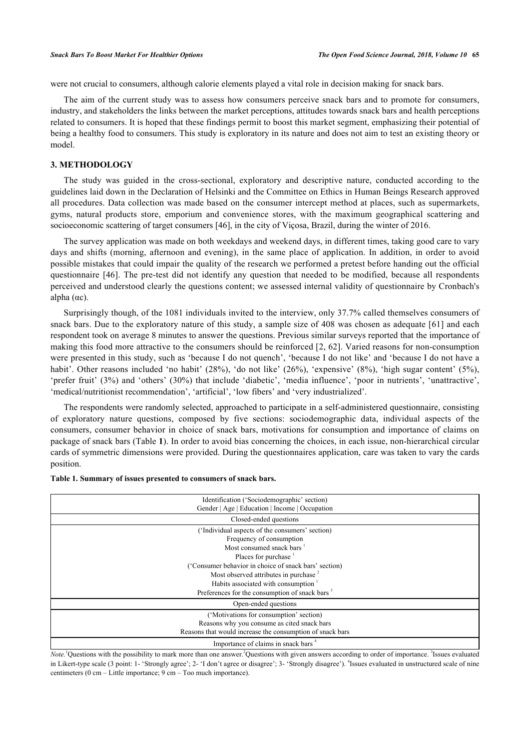were not crucial to consumers, although calorie elements played a vital role in decision making for snack bars.

The aim of the current study was to assess how consumers perceive snack bars and to promote for consumers, industry, and stakeholders the links between the market perceptions, attitudes towards snack bars and health perceptions related to consumers. It is hoped that these findings permit to boost this market segment, emphasizing their potential of being a healthy food to consumers. This study is exploratory in its nature and does not aim to test an existing theory or model.

## 3. METHODOLOGY

The study was guided in the cross-sectional, exploratory and descriptive nature, conducted according to the guidelines laid down in the Declaration of Helsinki and the Committee on Ethics in Human Beings Research approved all procedures. Data collection was made based on the consumer intercept method at places, such as supermarkets, gyms, natural products store, emporium and convenience stores, with the maximum geographical scattering and socioeconomic scattering of target consumers [46], in the city of Viçosa, Brazil, during the winter of 2016.

The survey application was made on both weekdays and weekend days, in different times, taking good care to vary days and shifts (morning, afternoon and evening), in the same place of application. In addition, in order to avoid possible mistakes that could impair the quality of the research we performed a pretest before handing out the official questionnaire [46]. The pre-test did not identify any question that needed to be modified, because all respondents perceived and understood clearly the questions content; we assessed internal validity of questionnaire by Cronbach's alpha (αc).

Surprisingly though, of the 1081 individuals invited to the interview, only 37.7% called themselves consumers of snack bars. Due to the exploratory nature of this study, a sample size of 408 was chosen as adequate [61] and each respondent took on average 8 minutes to answer the questions. Previous similar surveys reported that the importance of making this food more attractive to the consumers should be reinforced [2, 62]. Varied reasons for non-consumption were presented in this study, such as 'because I do not quench', 'because I do not like' and 'because I do not have a habit'. Other reasons included 'no habit' (28%), 'do not like' (26%), 'expensive' (8%), 'high sugar content' (5%), 'prefer fruit' (3%) and 'others' (30%) that include 'diabetic', 'media influence', 'poor in nutrients', 'unattractive', 'medical/nutritionist recommendation', 'artificial', 'low fibers' and 'very industrialized'.

The respondents were randomly selected, approached to participate in a self-administered questionnaire, consisting of exploratory nature questions, composed by five sections: sociodemographic data, individual aspects of the consumers, consumer behavior in choice of snack bars, motivations for consumption and importance of claims on package of snack bars (Table **1**). In order to avoid bias concerning the choices, in each issue, non-hierarchical circular cards of symmetric dimensions were provided. During the questionnaires application, care was taken to vary the cards position.

**Table 1. Summary of issues presented to consumers of snack bars.**

| Identification ('Sociodemographic' section)<br>Gender \| Age \| Education \| Income \| Occupation |
|---|
| Closed-ended questions |
| ('Individual aspects of the consumers' section)<br>Frequency of consumption<br>Most consumed snack bars [1]<br>Places for purchase [1]<br>('Consumer behavior in choice of snack bars' section)<br>Most observed attributes in purchase [2]<br>Habits associated with consumption [1]<br>Preferences for the consumption of snack bars [3] |
| Open-ended questions |
| ('Motivations for consumption' section)<br>Reasons why you consume as cited snack bars<br>Reasons that would increase the consumption of snack bars |
| Importance of claims in snack bars [4] |

*Note.*[1]Questions with the possibility to mark more than one answer.[2]Questions with given answers according to order of importance. [3]Issues evaluated in Likert-type scale (3 point: 1- 'Strongly agree'; 2- 'I don't agree or disagree'; 3- 'Strongly disagree'). [4]Issues evaluated in unstructured scale of nine centimeters (0 cm – Little importance; 9 cm – Too much importance).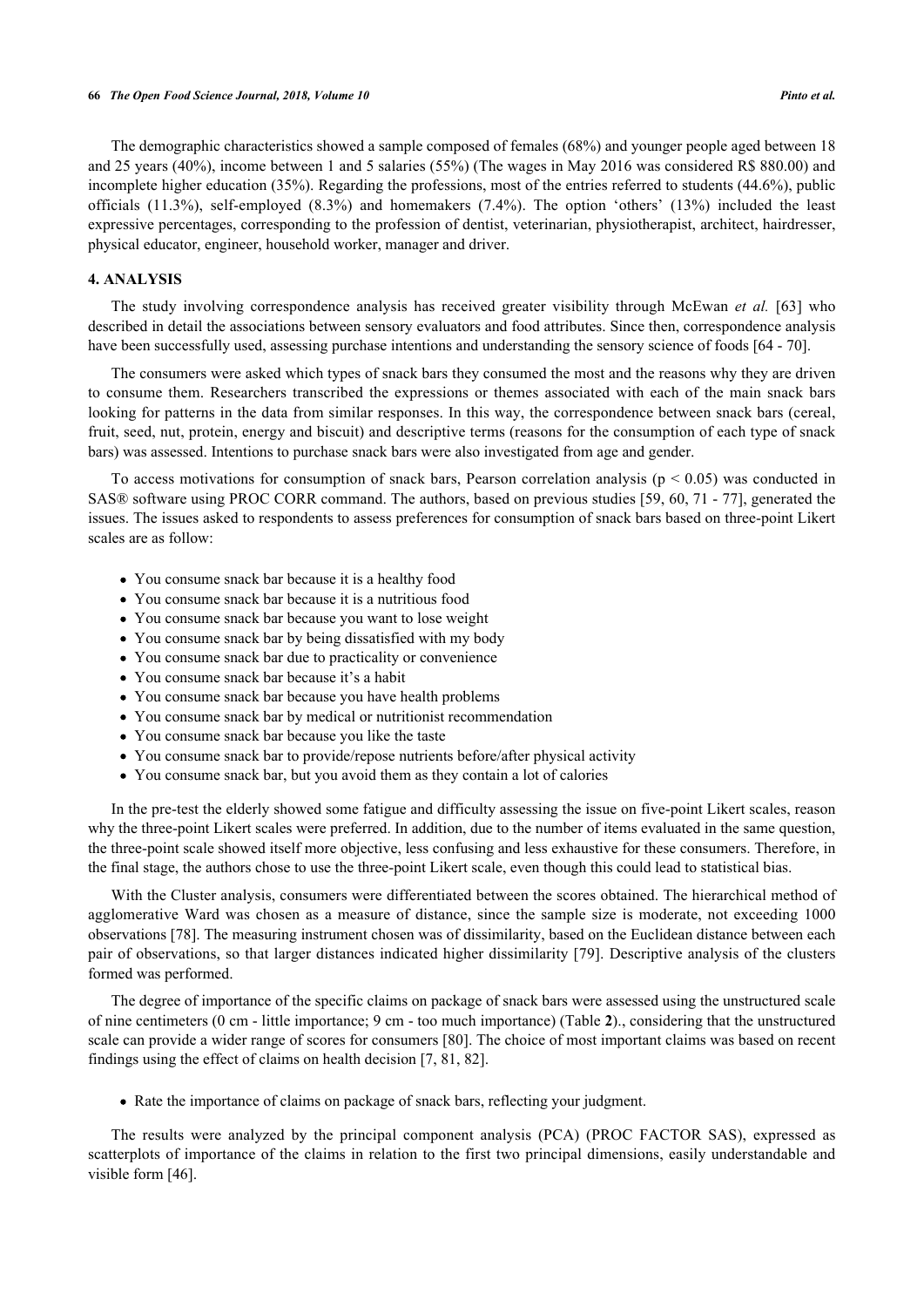The demographic characteristics showed a sample composed of females (68%) and younger people aged between 18 and 25 years (40%), income between 1 and 5 salaries (55%) (The wages in May 2016 was considered R$ 880.00) and incomplete higher education (35%). Regarding the professions, most of the entries referred to students (44.6%), public officials (11.3%), self-employed (8.3%) and homemakers (7.4%). The option 'others' (13%) included the least expressive percentages, corresponding to the profession of dentist, veterinarian, physiotherapist, architect, hairdresser, physical educator, engineer, household worker, manager and driver.

## 4. ANALYSIS

The study involving correspondence analysis has received greater visibility through McEwan *et al.* [63] who described in detail the associations between sensory evaluators and food attributes. Since then, correspondence analysis have been successfully used, assessing purchase intentions and understanding the sensory science of foods [64 - 70].

The consumers were asked which types of snack bars they consumed the most and the reasons why they are driven to consume them. Researchers transcribed the expressions or themes associated with each of the main snack bars looking for patterns in the data from similar responses. In this way, the correspondence between snack bars (cereal, fruit, seed, nut, protein, energy and biscuit) and descriptive terms (reasons for the consumption of each type of snack bars) was assessed. Intentions to purchase snack bars were also investigated from age and gender.

To access motivations for consumption of snack bars, Pearson correlation analysis ($p < 0.05$) was conducted in SAS® software using PROC CORR command. The authors, based on previous studies [59, 60, 71 - 77], generated the issues. The issues asked to respondents to assess preferences for consumption of snack bars based on three-point Likert scales are as follow:

- You consume snack bar because it is a healthy food
- You consume snack bar because it is a nutritious food
- You consume snack bar because you want to lose weight
- You consume snack bar by being dissatisfied with my body
- You consume snack bar due to practicality or convenience
- You consume snack bar because it's a habit
- You consume snack bar because you have health problems
- You consume snack bar by medical or nutritionist recommendation
- You consume snack bar because you like the taste
- You consume snack bar to provide/repose nutrients before/after physical activity
- You consume snack bar, but you avoid them as they contain a lot of calories

In the pre-test the elderly showed some fatigue and difficulty assessing the issue on five-point Likert scales, reason why the three-point Likert scales were preferred. In addition, due to the number of items evaluated in the same question, the three-point scale showed itself more objective, less confusing and less exhaustive for these consumers. Therefore, in the final stage, the authors chose to use the three-point Likert scale, even though this could lead to statistical bias.

With the Cluster analysis, consumers were differentiated between the scores obtained. The hierarchical method of agglomerative Ward was chosen as a measure of distance, since the sample size is moderate, not exceeding 1000 observations [78]. The measuring instrument chosen was of dissimilarity, based on the Euclidean distance between each pair of observations, so that larger distances indicated higher dissimilarity [79]. Descriptive analysis of the clusters formed was performed.

The degree of importance of the specific claims on package of snack bars were assessed using the unstructured scale of nine centimeters (0 cm - little importance; 9 cm - too much importance) (Table **2**)., considering that the unstructured scale can provide a wider range of scores for consumers [80]. The choice of most important claims was based on recent findings using the effect of claims on health decision [7, 81, 82].

- Rate the importance of claims on package of snack bars, reflecting your judgment.

The results were analyzed by the principal component analysis (PCA) (PROC FACTOR SAS), expressed as scatterplots of importance of the claims in relation to the first two principal dimensions, easily understandable and visible form [46].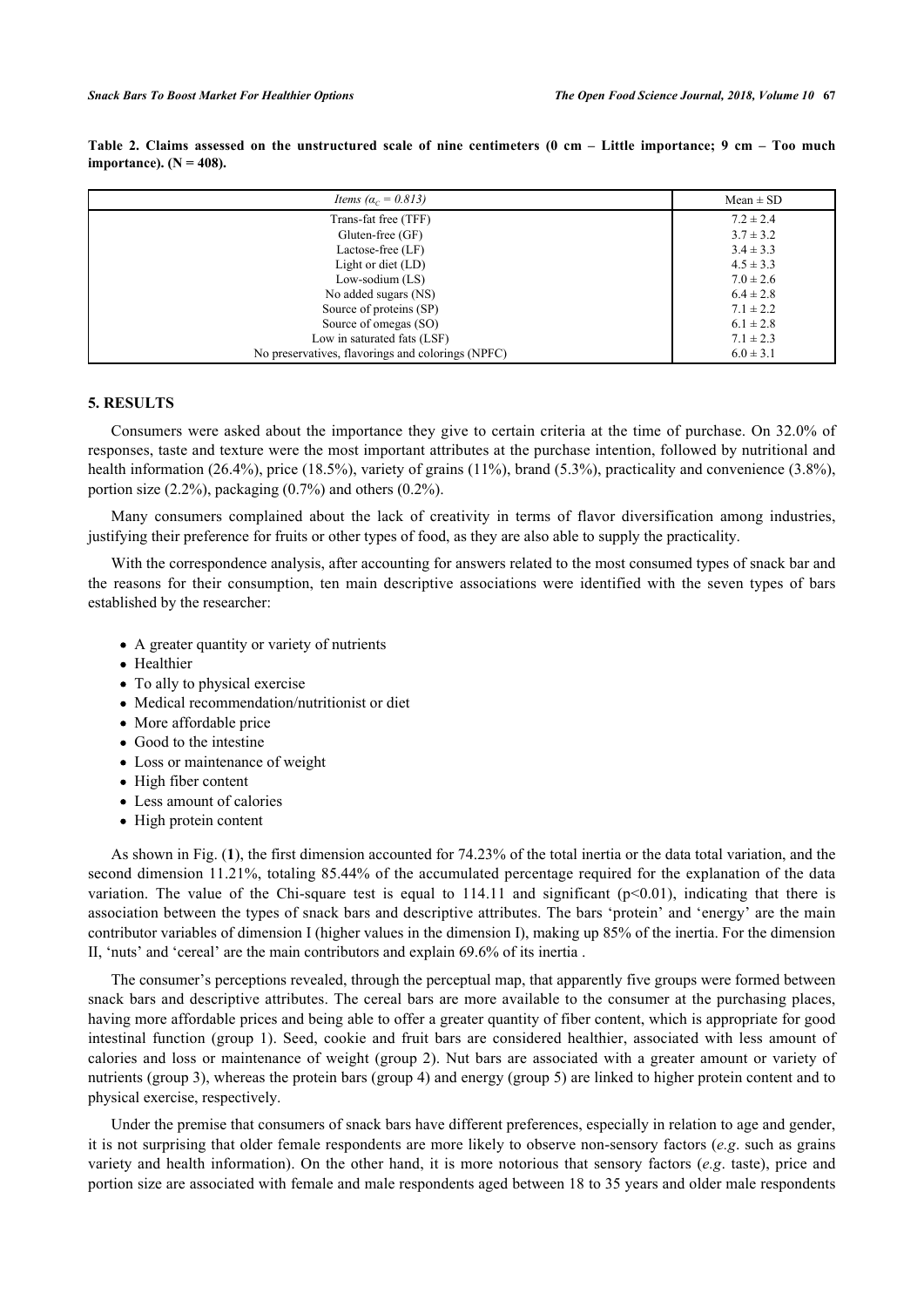**Table 2. Claims assessed on the unstructured scale of nine centimeters (0 cm – Little importance; 9 cm – Too much importance). (N = 408).**

| *Items* ($\alpha_c = 0.813$) | Mean ± SD |
|---|---|
| Trans-fat free (TFF) | 7.2 ± 2.4 |
| Gluten-free (GF) | 3.7 ± 3.2 |
| Lactose-free (LF) | 3.4 ± 3.3 |
| Light or diet (LD) | 4.5 ± 3.3 |
| Low-sodium (LS) | 7.0 ± 2.6 |
| No added sugars (NS) | 6.4 ± 2.8 |
| Source of proteins (SP) | 7.1 ± 2.2 |
| Source of omegas (SO) | 6.1 ± 2.8 |
| Low in saturated fats (LSF) | 7.1 ± 2.3 |
| No preservatives, flavorings and colorings (NPFC) | 6.0 ± 3.1 |

## 5. RESULTS

Consumers were asked about the importance they give to certain criteria at the time of purchase. On 32.0% of responses, taste and texture were the most important attributes at the purchase intention, followed by nutritional and health information (26.4%), price (18.5%), variety of grains (11%), brand (5.3%), practicality and convenience (3.8%), portion size (2.2%), packaging (0.7%) and others (0.2%).

Many consumers complained about the lack of creativity in terms of flavor diversification among industries, justifying their preference for fruits or other types of food, as they are also able to supply the practicality.

With the correspondence analysis, after accounting for answers related to the most consumed types of snack bar and the reasons for their consumption, ten main descriptive associations were identified with the seven types of bars established by the researcher:

- A greater quantity or variety of nutrients
- Healthier
- To ally to physical exercise
- Medical recommendation/nutritionist or diet
- More affordable price
- Good to the intestine
- Loss or maintenance of weight
- High fiber content
- Less amount of calories
- High protein content

As shown in Fig. (**1**), the first dimension accounted for 74.23% of the total inertia or the data total variation, and the second dimension 11.21%, totaling 85.44% of the accumulated percentage required for the explanation of the data variation. The value of the Chi-square test is equal to 114.11 and significant ($p<0.01$), indicating that there is association between the types of snack bars and descriptive attributes. The bars 'protein' and 'energy' are the main contributor variables of dimension I (higher values in the dimension I), making up 85% of the inertia. For the dimension II, 'nuts' and 'cereal' are the main contributors and explain 69.6% of its inertia .

The consumer's perceptions revealed, through the perceptual map, that apparently five groups were formed between snack bars and descriptive attributes. The cereal bars are more available to the consumer at the purchasing places, having more affordable prices and being able to offer a greater quantity of fiber content, which is appropriate for good intestinal function (group 1). Seed, cookie and fruit bars are considered healthier, associated with less amount of calories and loss or maintenance of weight (group 2). Nut bars are associated with a greater amount or variety of nutrients (group 3), whereas the protein bars (group 4) and energy (group 5) are linked to higher protein content and to physical exercise, respectively.

Under the premise that consumers of snack bars have different preferences, especially in relation to age and gender, it is not surprising that older female respondents are more likely to observe non-sensory factors (*e.g*. such as grains variety and health information). On the other hand, it is more notorious that sensory factors (*e.g*. taste), price and portion size are associated with female and male respondents aged between 18 to 35 years and older male respondents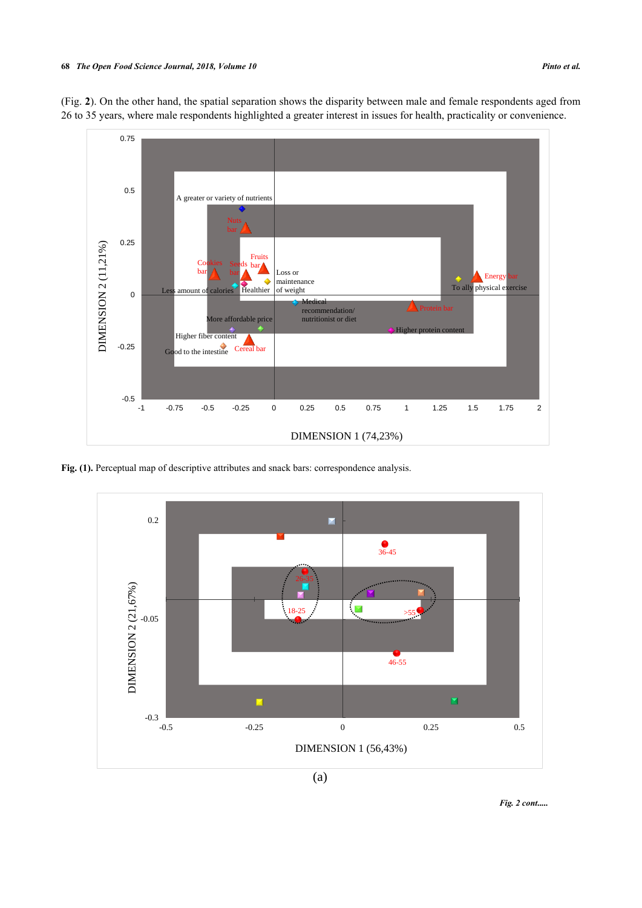(Fig. **2**). On the other hand, the spatial separation shows the disparity between male and female respondents aged from 26 to 35 years, where male respondents highlighted a greater interest in issues for health, practicality or convenience.

**Fig. (1).** Perceptual map of descriptive attributes and snack bars: correspondence analysis.

(a)

*Fig. 2 cont.....*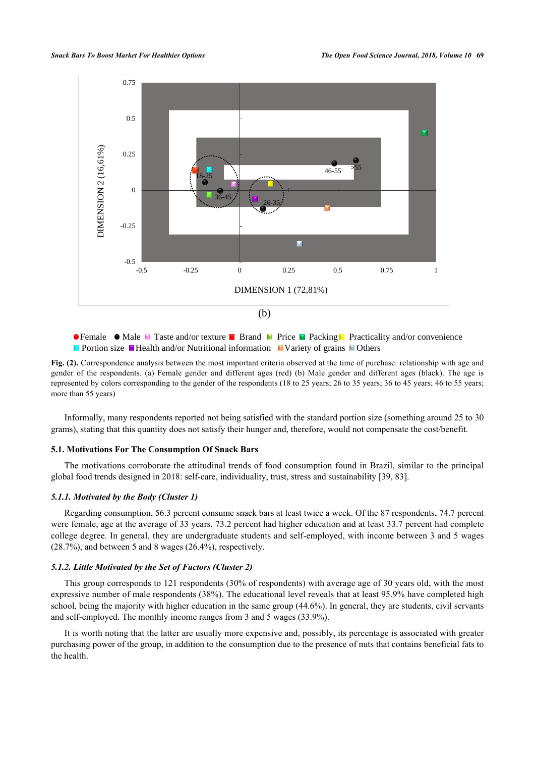(b)

●Female ●Male Taste and/or texture Brand Price Packing Practicality and/or convenience Portion size Health and/or Nutritional information Variety of grains Others

**Fig. (2).** Correspondence analysis between the most important criteria observed at the time of purchase: relationship with age and gender of the respondents. (a) Female gender and different ages (red) (b) Male gender and different ages (black). The age is represented by colors corresponding to the gender of the respondents (18 to 25 years; 26 to 35 years; 36 to 45 years; 46 to 55 years; more than 55 years)

Informally, many respondents reported not being satisfied with the standard portion size (something around 25 to 30 grams), stating that this quantity does not satisfy their hunger and, therefore, would not compensate the cost/benefit.

### 5.1. Motivations For The Consumption Of Snack Bars

The motivations corroborate the attitudinal trends of food consumption found in Brazil, similar to the principal global food trends designed in 2018: self-care, individuality, trust, stress and sustainability [39, 83].

#### *5.1.1. Motivated by the Body (Cluster 1)*

Regarding consumption, 56.3 percent consume snack bars at least twice a week. Of the 87 respondents, 74.7 percent were female, age at the average of 33 years, 73.2 percent had higher education and at least 33.7 percent had complete college degree. In general, they are undergraduate students and self-employed, with income between 3 and 5 wages (28.7%), and between 5 and 8 wages (26.4%), respectively.

#### *5.1.2. Little Motivated by the Set of Factors (Cluster 2)*

This group corresponds to 121 respondents (30% of respondents) with average age of 30 years old, with the most expressive number of male respondents (38%). The educational level reveals that at least 95.9% have completed high school, being the majority with higher education in the same group (44.6%). In general, they are students, civil servants and self-employed. The monthly income ranges from 3 and 5 wages (33.9%).

It is worth noting that the latter are usually more expensive and, possibly, its percentage is associated with greater purchasing power of the group, in addition to the consumption due to the presence of nuts that contains beneficial fats to the health.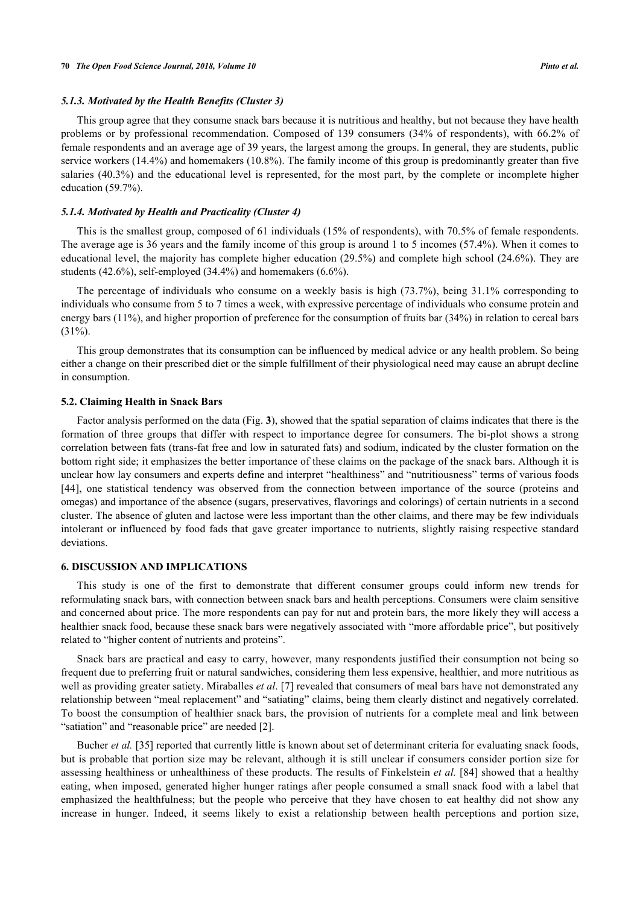#### *5.1.3. Motivated by the Health Benefits (Cluster 3)*

This group agree that they consume snack bars because it is nutritious and healthy, but not because they have health problems or by professional recommendation. Composed of 139 consumers (34% of respondents), with 66.2% of female respondents and an average age of 39 years, the largest among the groups. In general, they are students, public service workers (14.4%) and homemakers (10.8%). The family income of this group is predominantly greater than five salaries (40.3%) and the educational level is represented, for the most part, by the complete or incomplete higher education (59.7%).

#### *5.1.4. Motivated by Health and Practicality (Cluster 4)*

This is the smallest group, composed of 61 individuals (15% of respondents), with 70.5% of female respondents. The average age is 36 years and the family income of this group is around 1 to 5 incomes (57.4%). When it comes to educational level, the majority has complete higher education (29.5%) and complete high school (24.6%). They are students (42.6%), self-employed (34.4%) and homemakers (6.6%).

The percentage of individuals who consume on a weekly basis is high (73.7%), being 31.1% corresponding to individuals who consume from 5 to 7 times a week, with expressive percentage of individuals who consume protein and energy bars (11%), and higher proportion of preference for the consumption of fruits bar (34%) in relation to cereal bars (31%).

This group demonstrates that its consumption can be influenced by medical advice or any health problem. So being either a change on their prescribed diet or the simple fulfillment of their physiological need may cause an abrupt decline in consumption.

### 5.2. Claiming Health in Snack Bars

Factor analysis performed on the data (Fig. **3**), showed that the spatial separation of claims indicates that there is the formation of three groups that differ with respect to importance degree for consumers. The bi-plot shows a strong correlation between fats (trans-fat free and low in saturated fats) and sodium, indicated by the cluster formation on the bottom right side; it emphasizes the better importance of these claims on the package of the snack bars. Although it is unclear how lay consumers and experts define and interpret "healthiness" and "nutritiousness" terms of various foods [44], one statistical tendency was observed from the connection between importance of the source (proteins and omegas) and importance of the absence (sugars, preservatives, flavorings and colorings) of certain nutrients in a second cluster. The absence of gluten and lactose were less important than the other claims, and there may be few individuals intolerant or influenced by food fads that gave greater importance to nutrients, slightly raising respective standard deviations.

## 6. DISCUSSION AND IMPLICATIONS

This study is one of the first to demonstrate that different consumer groups could inform new trends for reformulating snack bars, with connection between snack bars and health perceptions. Consumers were claim sensitive and concerned about price. The more respondents can pay for nut and protein bars, the more likely they will access a healthier snack food, because these snack bars were negatively associated with "more affordable price", but positively related to "higher content of nutrients and proteins".

Snack bars are practical and easy to carry, however, many respondents justified their consumption not being so frequent due to preferring fruit or natural sandwiches, considering them less expensive, healthier, and more nutritious as well as providing greater satiety. Miraballes *et al*. [7] revealed that consumers of meal bars have not demonstrated any relationship between "meal replacement" and "satiating" claims, being them clearly distinct and negatively correlated. To boost the consumption of healthier snack bars, the provision of nutrients for a complete meal and link between "satiation" and "reasonable price" are needed [2].

Bucher *et al.* [35] reported that currently little is known about set of determinant criteria for evaluating snack foods, but is probable that portion size may be relevant, although it is still unclear if consumers consider portion size for assessing healthiness or unhealthiness of these products. The results of Finkelstein *et al.* [84] showed that a healthy eating, when imposed, generated higher hunger ratings after people consumed a small snack food with a label that emphasized the healthfulness; but the people who perceive that they have chosen to eat healthy did not show any increase in hunger. Indeed, it seems likely to exist a relationship between health perceptions and portion size,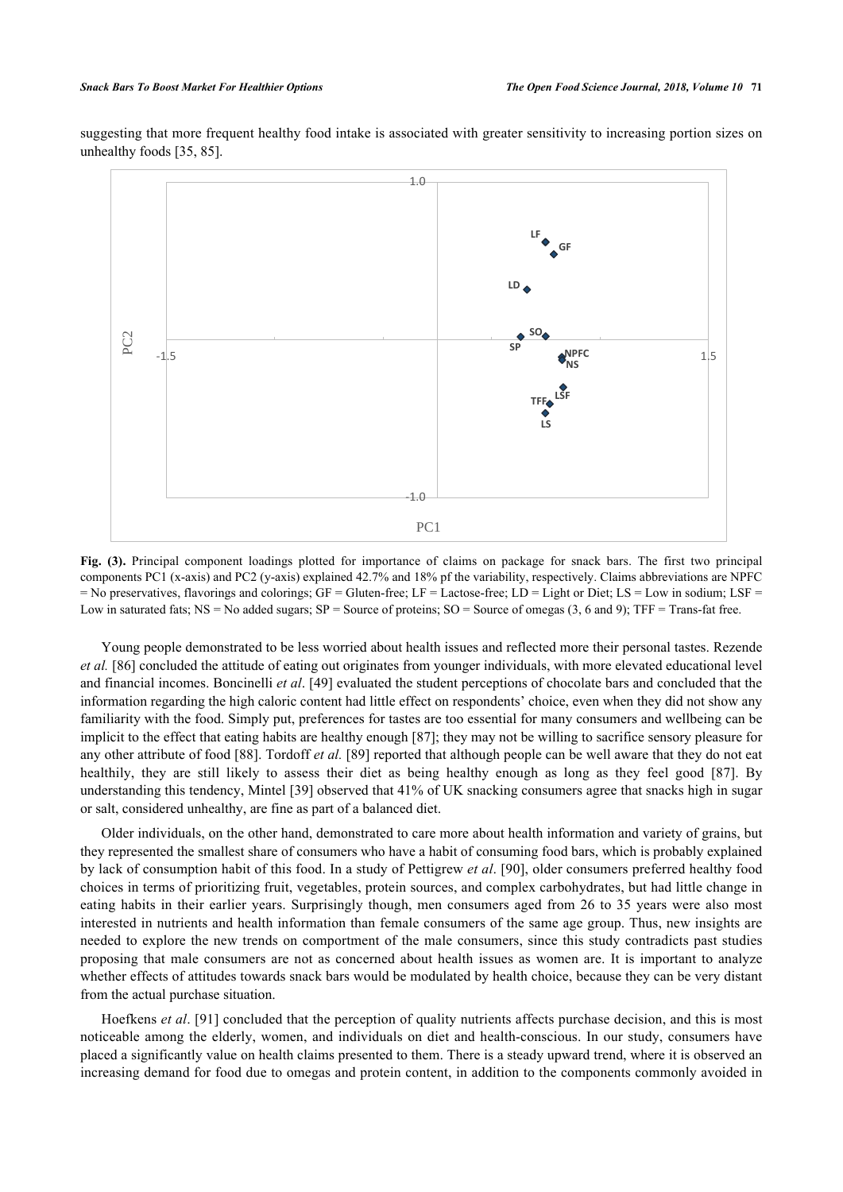suggesting that more frequent healthy food intake is associated with greater sensitivity to increasing portion sizes on unhealthy foods [35, 85].

**Fig. (3).** Principal component loadings plotted for importance of claims on package for snack bars. The first two principal components PC1 (x-axis) and PC2 (y-axis) explained 42.7% and 18% pf the variability, respectively. Claims abbreviations are NPFC = No preservatives, flavorings and colorings; GF = Gluten-free; LF = Lactose-free; LD = Light or Diet; LS = Low in sodium; LSF = Low in saturated fats; NS = No added sugars; SP = Source of proteins; SO = Source of omegas (3, 6 and 9); TFF = Trans-fat free.

Young people demonstrated to be less worried about health issues and reflected more their personal tastes. Rezende *et al.* [86] concluded the attitude of eating out originates from younger individuals, with more elevated educational level and financial incomes. Boncinelli *et al*. [49] evaluated the student perceptions of chocolate bars and concluded that the information regarding the high caloric content had little effect on respondents' choice, even when they did not show any familiarity with the food. Simply put, preferences for tastes are too essential for many consumers and wellbeing can be implicit to the effect that eating habits are healthy enough [87]; they may not be willing to sacrifice sensory pleasure for any other attribute of food [88]. Tordoff *et al.* [89] reported that although people can be well aware that they do not eat healthily, they are still likely to assess their diet as being healthy enough as long as they feel good [87]. By understanding this tendency, Mintel [39] observed that 41% of UK snacking consumers agree that snacks high in sugar or salt, considered unhealthy, are fine as part of a balanced diet.

Older individuals, on the other hand, demonstrated to care more about health information and variety of grains, but they represented the smallest share of consumers who have a habit of consuming food bars, which is probably explained by lack of consumption habit of this food. In a study of Pettigrew *et al*. [90], older consumers preferred healthy food choices in terms of prioritizing fruit, vegetables, protein sources, and complex carbohydrates, but had little change in eating habits in their earlier years. Surprisingly though, men consumers aged from 26 to 35 years were also most interested in nutrients and health information than female consumers of the same age group. Thus, new insights are needed to explore the new trends on comportment of the male consumers, since this study contradicts past studies proposing that male consumers are not as concerned about health issues as women are. It is important to analyze whether effects of attitudes towards snack bars would be modulated by health choice, because they can be very distant from the actual purchase situation.

Hoefkens *et al*. [91] concluded that the perception of quality nutrients affects purchase decision, and this is most noticeable among the elderly, women, and individuals on diet and health-conscious. In our study, consumers have placed a significantly value on health claims presented to them. There is a steady upward trend, where it is observed an increasing demand for food due to omegas and protein content, in addition to the components commonly avoided in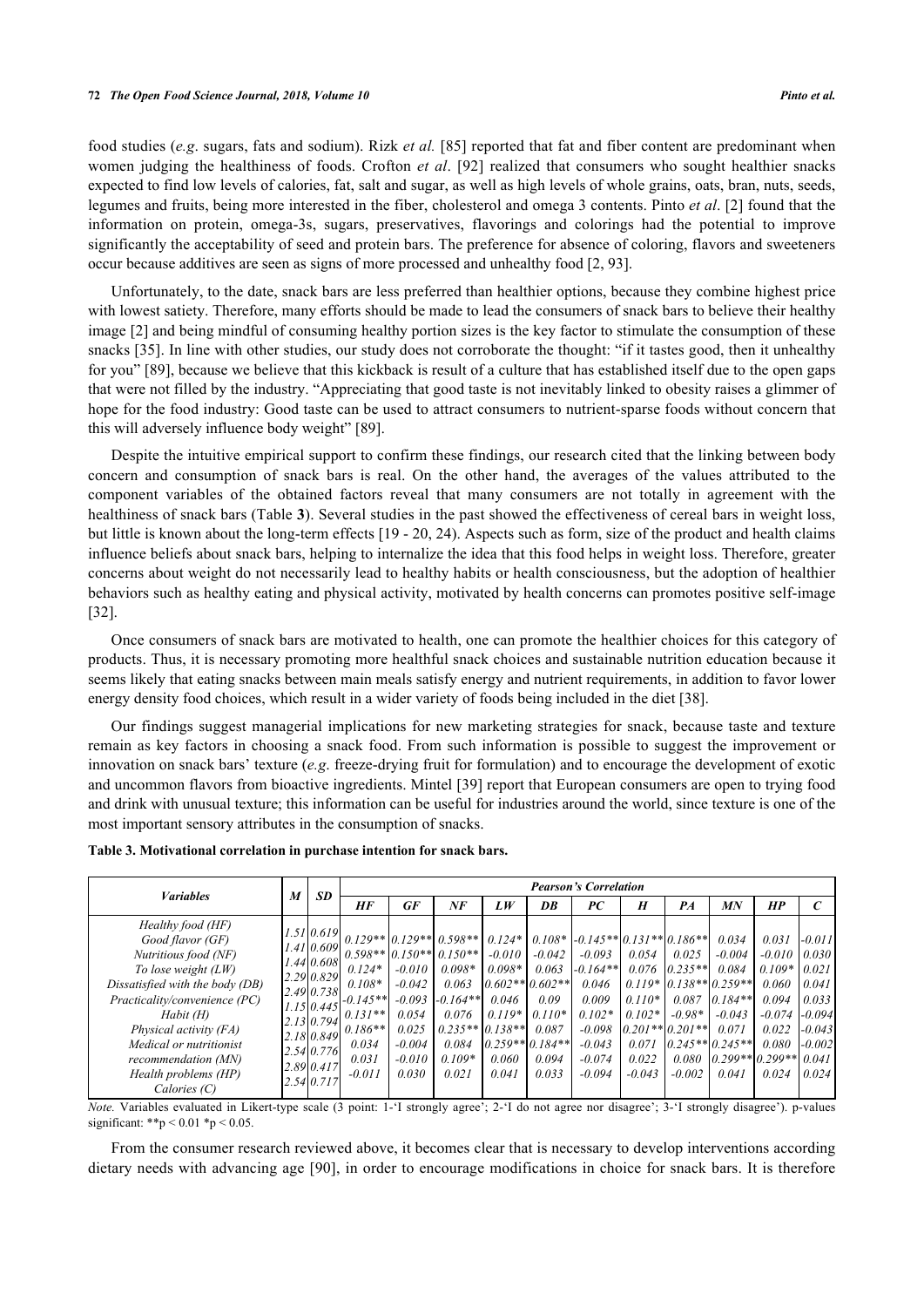food studies (*e.g*. sugars, fats and sodium). Rizk *et al.* [85] reported that fat and fiber content are predominant when women judging the healthiness of foods. Crofton *et al*. [92] realized that consumers who sought healthier snacks expected to find low levels of calories, fat, salt and sugar, as well as high levels of whole grains, oats, bran, nuts, seeds, legumes and fruits, being more interested in the fiber, cholesterol and omega 3 contents. Pinto *et al*. [2] found that the information on protein, omega-3s, sugars, preservatives, flavorings and colorings had the potential to improve significantly the acceptability of seed and protein bars. The preference for absence of coloring, flavors and sweeteners occur because additives are seen as signs of more processed and unhealthy food [2, 93].

Unfortunately, to the date, snack bars are less preferred than healthier options, because they combine highest price with lowest satiety. Therefore, many efforts should be made to lead the consumers of snack bars to believe their healthy image [2] and being mindful of consuming healthy portion sizes is the key factor to stimulate the consumption of these snacks [35]. In line with other studies, our study does not corroborate the thought: "if it tastes good, then it unhealthy for you" [89], because we believe that this kickback is result of a culture that has established itself due to the open gaps that were not filled by the industry. "Appreciating that good taste is not inevitably linked to obesity raises a glimmer of hope for the food industry: Good taste can be used to attract consumers to nutrient-sparse foods without concern that this will adversely influence body weight" [89].

Despite the intuitive empirical support to confirm these findings, our research cited that the linking between body concern and consumption of snack bars is real. On the other hand, the averages of the values attributed to the component variables of the obtained factors reveal that many consumers are not totally in agreement with the healthiness of snack bars (Table **3**). Several studies in the past showed the effectiveness of cereal bars in weight loss, but little is known about the long-term effects [19 - 20, 24). Aspects such as form, size of the product and health claims influence beliefs about snack bars, helping to internalize the idea that this food helps in weight loss. Therefore, greater concerns about weight do not necessarily lead to healthy habits or health consciousness, but the adoption of healthier behaviors such as healthy eating and physical activity, motivated by health concerns can promotes positive self-image [32].

Once consumers of snack bars are motivated to health, one can promote the healthier choices for this category of products. Thus, it is necessary promoting more healthful snack choices and sustainable nutrition education because it seems likely that eating snacks between main meals satisfy energy and nutrient requirements, in addition to favor lower energy density food choices, which result in a wider variety of foods being included in the diet [38].

Our findings suggest managerial implications for new marketing strategies for snack, because taste and texture remain as key factors in choosing a snack food. From such information is possible to suggest the improvement or innovation on snack bars' texture (*e.g*. freeze-drying fruit for formulation) and to encourage the development of exotic and uncommon flavors from bioactive ingredients. Mintel [39] report that European consumers are open to trying food and drink with unusual texture; this information can be useful for industries around the world, since texture is one of the most important sensory attributes in the consumption of snacks.

**Table 3. Motivational correlation in purchase intention for snack bars.**

| *Variables* | *M* | *SD* | *Pearson's Correlation* | | | | | | | | | | |
|---|---|---|---|---|---|---|---|---|---|---|---|---|---|
| | | | *HF* | *GF* | *NF* | *LW* | *DB* | *PC* | *H* | *PA* | *MN* | *HP* | *C* |
| *Healthy food (HF)* | *1.51* | *0.619* | *0.129*** | *0.129*** | *0.598*** | *0.124** | *0.108** | *-0.145*** | *0.131*** | *0.186*** | *0.034* | *0.031* | *-0.011* |
| *Good flavor (GF)* | *1.41* | *0.609* | *0.598*** | *0.150*** | *0.150*** | *-0.010* | *-0.042* | *-0.093* | *0.054* | *0.025* | *-0.004* | *-0.010* | *0.030* |
| *Nutritious food (NF)* | *1.44* | *0.608* | *0.124** | *-0.010* | *0.098** | *0.098** | *0.063* | *-0.164*** | *0.076* | *0.235*** | *0.084* | *0.109** | *0.021* |
| *To lose weight (LW)* | *2.29* | *0.829* | *0.108** | *-0.042* | *0.063* | *0.602*** | *0.602*** | *0.046* | *0.119** | *0.138*** | *0.259*** | *0.060* | *0.041* |
| *Dissatisfied with the body (DB)* | *2.49* | *0.738* | *-0.145*** | *-0.093* | *-0.164*** | *0.046* | *0.09* | *0.009* | *0.110** | *0.087* | *0.184*** | *0.094* | *0.033* |
| *Practicality/convenience (PC)* | *1.15* | *0.445* | *0.131*** | *0.054* | *0.076* | *0.119** | *0.110** | *0.102** | *0.102** | *-0.98** | *-0.043* | *-0.074* | *-0.094* |
| *Habit (H)* | *2.13* | *0.794* | *0.186*** | *0.025* | *0.235*** | *0.138*** | *0.087* | *-0.098* | *0.201*** | *0.201*** | *0.071* | *0.022* | *-0.043* |
| *Physical activity (FA)* | *2.18* | *0.849* | *0.034* | *-0.004* | *0.084* | *0.259*** | *0.184*** | *-0.043* | *0.071* | *0.245*** | *0.245*** | *0.080* | *-0.002* |
| *Medical or nutritionist recommendation (MN)* | *2.54* | *0.776* | *0.031* | *-0.010* | *0.109** | *0.060* | *0.094* | *-0.074* | *0.022* | *0.080* | *0.299*** | *0.299*** | *0.041* |
| *Health problems (HP)* | *2.89* | *0.417* | *-0.011* | *0.030* | *0.021* | *0.041* | *0.033* | *-0.094* | *-0.043* | *-0.002* | *0.041* | *0.024* | *0.024* |
| *Calories (C)* | *2.54* | *0.717* | | | | | | | | | | | |

*Note.* Variables evaluated in Likert-type scale (3 point: 1-'I strongly agree'; 2-'I do not agree nor disagree'; 3-'I strongly disagree'). p-values significant: **p < 0.01 *p < 0.05.

From the consumer research reviewed above, it becomes clear that is necessary to develop interventions according dietary needs with advancing age [90], in order to encourage modifications in choice for snack bars. It is therefore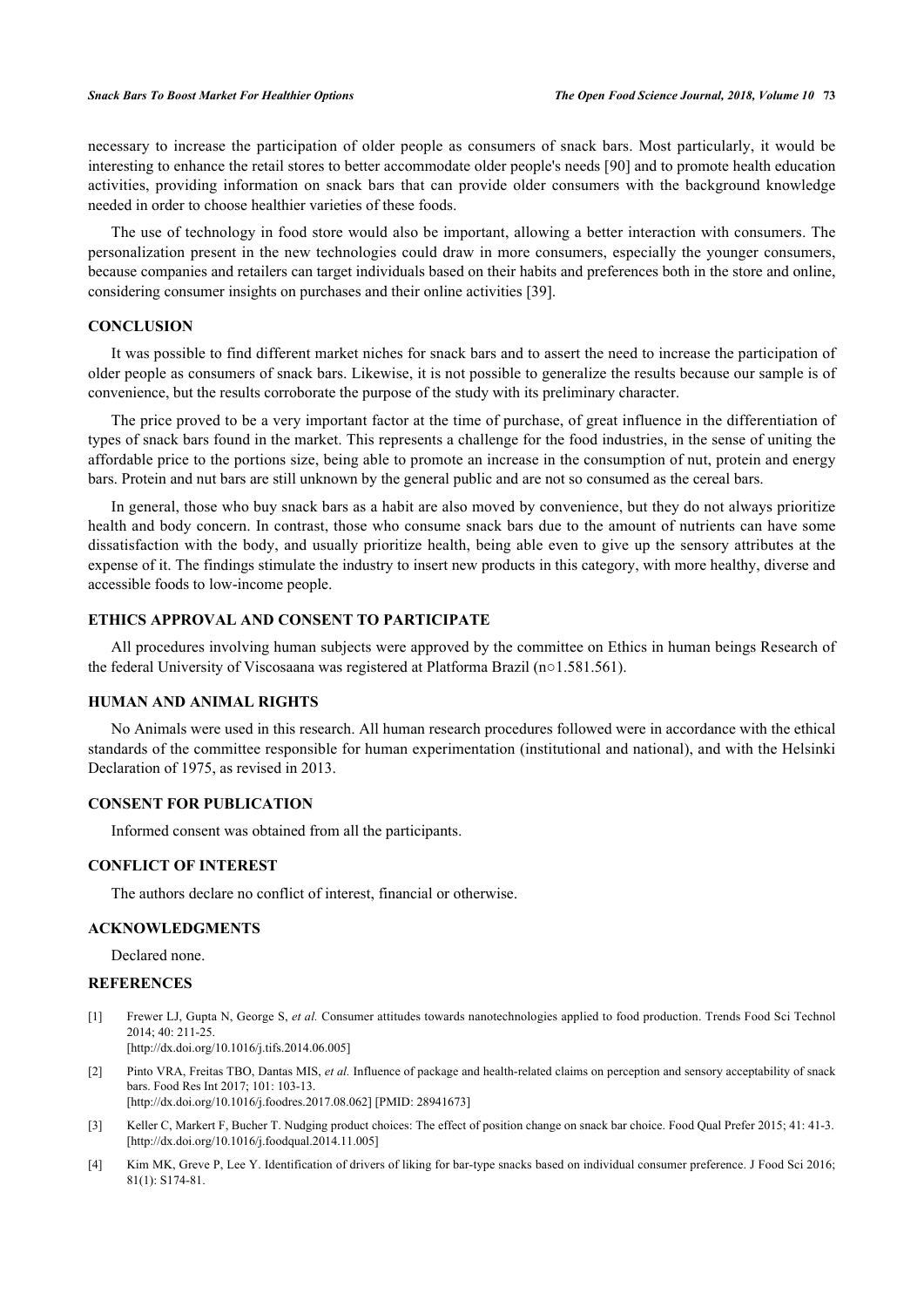necessary to increase the participation of older people as consumers of snack bars. Most particularly, it would be interesting to enhance the retail stores to better accommodate older people's needs [90] and to promote health education activities, providing information on snack bars that can provide older consumers with the background knowledge needed in order to choose healthier varieties of these foods.

The use of technology in food store would also be important, allowing a better interaction with consumers. The personalization present in the new technologies could draw in more consumers, especially the younger consumers, because companies and retailers can target individuals based on their habits and preferences both in the store and online, considering consumer insights on purchases and their online activities [39].

## CONCLUSION

It was possible to find different market niches for snack bars and to assert the need to increase the participation of older people as consumers of snack bars. Likewise, it is not possible to generalize the results because our sample is of convenience, but the results corroborate the purpose of the study with its preliminary character.

The price proved to be a very important factor at the time of purchase, of great influence in the differentiation of types of snack bars found in the market. This represents a challenge for the food industries, in the sense of uniting the affordable price to the portions size, being able to promote an increase in the consumption of nut, protein and energy bars. Protein and nut bars are still unknown by the general public and are not so consumed as the cereal bars.

In general, those who buy snack bars as a habit are also moved by convenience, but they do not always prioritize health and body concern. In contrast, those who consume snack bars due to the amount of nutrients can have some dissatisfaction with the body, and usually prioritize health, being able even to give up the sensory attributes at the expense of it. The findings stimulate the industry to insert new products in this category, with more healthy, diverse and accessible foods to low-income people.

## ETHICS APPROVAL AND CONSENT TO PARTICIPATE

All procedures involving human subjects were approved by the committee on Ethics in human beings Research of the federal University of Viscosaana was registered at Platforma Brazil (n○1.581.561).

## HUMAN AND ANIMAL RIGHTS

No Animals were used in this research. All human research procedures followed were in accordance with the ethical standards of the committee responsible for human experimentation (institutional and national), and with the Helsinki Declaration of 1975, as revised in 2013.

## CONSENT FOR PUBLICATION

Informed consent was obtained from all the participants.

## CONFLICT OF INTEREST

The authors declare no conflict of interest, financial or otherwise.

## ACKNOWLEDGMENTS

Declared none.

## REFERENCES

[1] Frewer LJ, Gupta N, George S, *et al.* Consumer attitudes towards nanotechnologies applied to food production. Trends Food Sci Technol 2014; 40: 211-25. [http://dx.doi.org/10.1016/j.tifs.2014.06.005]

[2] Pinto VRA, Freitas TBO, Dantas MIS, *et al.* Influence of package and health-related claims on perception and sensory acceptability of snack bars. Food Res Int 2017; 101: 103-13. [http://dx.doi.org/10.1016/j.foodres.2017.08.062] [PMID: 28941673]

[3] Keller C, Markert F, Bucher T. Nudging product choices: The effect of position change on snack bar choice. Food Qual Prefer 2015; 41: 41-3. [http://dx.doi.org/10.1016/j.foodqual.2014.11.005]

[4] Kim MK, Greve P, Lee Y. Identification of drivers of liking for bar-type snacks based on individual consumer preference. J Food Sci 2016; 81(1): S174-81.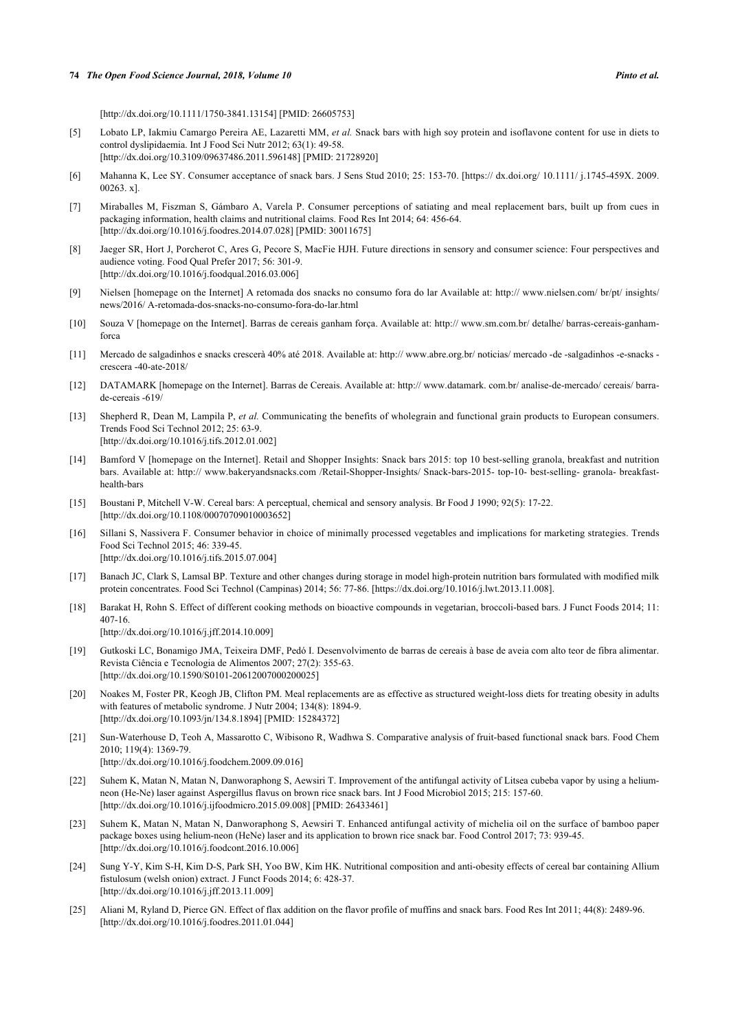[http://dx.doi.org/10.1111/1750-3841.13154] [PMID: 26605753]

[5] Lobato LP, Iakmiu Camargo Pereira AE, Lazaretti MM, *et al.* Snack bars with high soy protein and isoflavone content for use in diets to control dyslipidaemia. Int J Food Sci Nutr 2012; 63(1): 49-58.
[http://dx.doi.org/10.3109/09637486.2011.596148] [PMID: 21728920]

[6] Mahanna K, Lee SY. Consumer acceptance of snack bars. J Sens Stud 2010; 25: 153-70. [https:// dx.doi.org/ 10.1111/ j.1745-459X. 2009. 00263. x].

[7] Miraballes M, Fiszman S, Gámbaro A, Varela P. Consumer perceptions of satiating and meal replacement bars, built up from cues in packaging information, health claims and nutritional claims. Food Res Int 2014; 64: 456-64.
[http://dx.doi.org/10.1016/j.foodres.2014.07.028] [PMID: 30011675]

[8] Jaeger SR, Hort J, Porcherot C, Ares G, Pecore S, MacFie HJH. Future directions in sensory and consumer science: Four perspectives and audience voting. Food Qual Prefer 2017; 56: 301-9.
[http://dx.doi.org/10.1016/j.foodqual.2016.03.006]

[9] Nielsen [homepage on the Internet] A retomada dos snacks no consumo fora do lar Available at: http:// www.nielsen.com/ br/pt/ insights/ news/2016/ A-retomada-dos-snacks-no-consumo-fora-do-lar.html

[10] Souza V [homepage on the Internet]. Barras de cereais ganham força. Available at: http:// www.sm.com.br/ detalhe/ barras-cereais-ganham-forca

[11] Mercado de salgadinhos e snacks crescerá 40% até 2018. Available at: http:// www.abre.org.br/ noticias/ mercado -de -salgadinhos -e-snacks -crescera -40-ate-2018/

[12] DATAMARK [homepage on the Internet]. Barras de Cereais. Available at: http:// www.datamark. com.br/ analise-de-mercado/ cereais/ barra-de-cereais -619/

[13] Shepherd R, Dean M, Lampila P, *et al.* Communicating the benefits of wholegrain and functional grain products to European consumers. Trends Food Sci Technol 2012; 25: 63-9.
[http://dx.doi.org/10.1016/j.tifs.2012.01.002]

[14] Bamford V [homepage on the Internet]. Retail and Shopper Insights: Snack bars 2015: top 10 best-selling granola, breakfast and nutrition bars. Available at: http:// www.bakeryandsnacks.com /Retail-Shopper-Insights/ Snack-bars-2015- top-10- best-selling- granola- breakfast-health-bars

[15] Boustani P, Mitchell V-W. Cereal bars: A perceptual, chemical and sensory analysis. Br Food J 1990; 92(5): 17-22.
[http://dx.doi.org/10.1108/00070709010003652]

[16] Sillani S, Nassivera F. Consumer behavior in choice of minimally processed vegetables and implications for marketing strategies. Trends Food Sci Technol 2015; 46: 339-45.
[http://dx.doi.org/10.1016/j.tifs.2015.07.004]

[17] Banach JC, Clark S, Lamsal BP. Texture and other changes during storage in model high-protein nutrition bars formulated with modified milk protein concentrates. Food Sci Technol (Campinas) 2014; 56: 77-86. [https://dx.doi.org/10.1016/j.lwt.2013.11.008].

[18] Barakat H, Rohn S. Effect of different cooking methods on bioactive compounds in vegetarian, broccoli-based bars. J Funct Foods 2014; 11: 407-16.
[http://dx.doi.org/10.1016/j.jff.2014.10.009]

[19] Gutkoski LC, Bonamigo JMA, Teixeira DMF, Pedó I. Desenvolvimento de barras de cereais à base de aveia com alto teor de fibra alimentar. Revista Ciência e Tecnologia de Alimentos 2007; 27(2): 355-63.
[http://dx.doi.org/10.1590/S0101-20612007000200025]

[20] Noakes M, Foster PR, Keogh JB, Clifton PM. Meal replacements are as effective as structured weight-loss diets for treating obesity in adults with features of metabolic syndrome. J Nutr 2004; 134(8): 1894-9.
[http://dx.doi.org/10.1093/jn/134.8.1894] [PMID: 15284372]

[21] Sun-Waterhouse D, Teoh A, Massarotto C, Wibisono R, Wadhwa S. Comparative analysis of fruit-based functional snack bars. Food Chem 2010; 119(4): 1369-79.
[http://dx.doi.org/10.1016/j.foodchem.2009.09.016]

[22] Suhem K, Matan N, Matan N, Danworaphong S, Aewsiri T. Improvement of the antifungal activity of Litsea cubeba vapor by using a helium-neon (He-Ne) laser against Aspergillus flavus on brown rice snack bars. Int J Food Microbiol 2015; 215: 157-60.
[http://dx.doi.org/10.1016/j.ijfoodmicro.2015.09.008] [PMID: 26433461]

[23] Suhem K, Matan N, Matan N, Danworaphong S, Aewsiri T. Enhanced antifungal activity of michelia oil on the surface of bamboo paper package boxes using helium-neon (HeNe) laser and its application to brown rice snack bar. Food Control 2017; 73: 939-45.
[http://dx.doi.org/10.1016/j.foodcont.2016.10.006]

[24] Sung Y-Y, Kim S-H, Kim D-S, Park SH, Yoo BW, Kim HK. Nutritional composition and anti-obesity effects of cereal bar containing Allium fistulosum (welsh onion) extract. J Funct Foods 2014; 6: 428-37.
[http://dx.doi.org/10.1016/j.jff.2013.11.009]

[25] Aliani M, Ryland D, Pierce GN. Effect of flax addition on the flavor profile of muffins and snack bars. Food Res Int 2011; 44(8): 2489-96.
[http://dx.doi.org/10.1016/j.foodres.2011.01.044]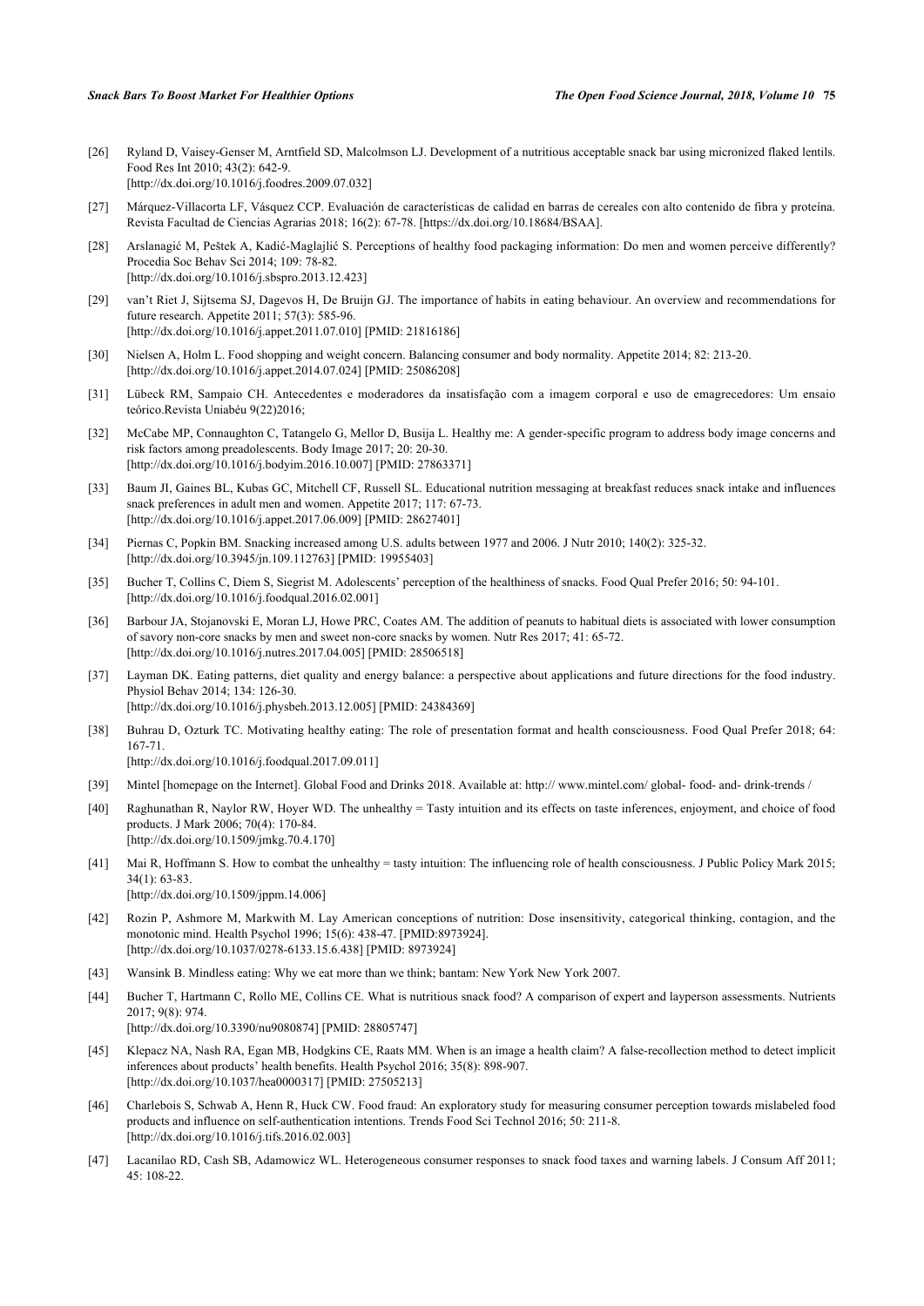[26] Ryland D, Vaisey-Genser M, Arntfield SD, Malcolmson LJ. Development of a nutritious acceptable snack bar using micronized flaked lentils. Food Res Int 2010; 43(2): 642-9.
[http://dx.doi.org/10.1016/j.foodres.2009.07.032]

[27] Márquez-Villacorta LF, Vásquez CCP. Evaluación de características de calidad en barras de cereales con alto contenido de fibra y proteína. Revista Facultad de Ciencias Agrarias 2018; 16(2): 67-78. [https://dx.doi.org/10.18684/BSAA].

[28] Arslanagić M, Peštek A, Kadić-Maglajlić S. Perceptions of healthy food packaging information: Do men and women perceive differently? Procedia Soc Behav Sci 2014; 109: 78-82.
[http://dx.doi.org/10.1016/j.sbspro.2013.12.423]

[29] van't Riet J, Sijtsema SJ, Dagevos H, De Bruijn GJ. The importance of habits in eating behaviour. An overview and recommendations for future research. Appetite 2011; 57(3): 585-96.
[http://dx.doi.org/10.1016/j.appet.2011.07.010] [PMID: 21816186]

[30] Nielsen A, Holm L. Food shopping and weight concern. Balancing consumer and body normality. Appetite 2014; 82: 213-20.
[http://dx.doi.org/10.1016/j.appet.2014.07.024] [PMID: 25086208]

[31] Lübeck RM, Sampaio CH. Antecedentes e moderadores da insatisfação com a imagem corporal e uso de emagrecedores: Um ensaio teórico.Revista Uniabéu 9(22)2016;

[32] McCabe MP, Connaughton C, Tatangelo G, Mellor D, Busija L. Healthy me: A gender-specific program to address body image concerns and risk factors among preadolescents. Body Image 2017; 20: 20-30.
[http://dx.doi.org/10.1016/j.bodyim.2016.10.007] [PMID: 27863371]

[33] Baum JI, Gaines BL, Kubas GC, Mitchell CF, Russell SL. Educational nutrition messaging at breakfast reduces snack intake and influences snack preferences in adult men and women. Appetite 2017; 117: 67-73.
[http://dx.doi.org/10.1016/j.appet.2017.06.009] [PMID: 28627401]

[34] Piernas C, Popkin BM. Snacking increased among U.S. adults between 1977 and 2006. J Nutr 2010; 140(2): 325-32.
[http://dx.doi.org/10.3945/jn.109.112763] [PMID: 19955403]

[35] Bucher T, Collins C, Diem S, Siegrist M. Adolescents' perception of the healthiness of snacks. Food Qual Prefer 2016; 50: 94-101.
[http://dx.doi.org/10.1016/j.foodqual.2016.02.001]

[36] Barbour JA, Stojanovski E, Moran LJ, Howe PRC, Coates AM. The addition of peanuts to habitual diets is associated with lower consumption of savory non-core snacks by men and sweet non-core snacks by women. Nutr Res 2017; 41: 65-72.
[http://dx.doi.org/10.1016/j.nutres.2017.04.005] [PMID: 28506518]

[37] Layman DK. Eating patterns, diet quality and energy balance: a perspective about applications and future directions for the food industry. Physiol Behav 2014; 134: 126-30.
[http://dx.doi.org/10.1016/j.physbeh.2013.12.005] [PMID: 24384369]

[38] Buhrau D, Ozturk TC. Motivating healthy eating: The role of presentation format and health consciousness. Food Qual Prefer 2018; 64: 167-71.
[http://dx.doi.org/10.1016/j.foodqual.2017.09.011]

[39] Mintel [homepage on the Internet]. Global Food and Drinks 2018. Available at: http:// www.mintel.com/ global- food- and- drink-trends /

[40] Raghunathan R, Naylor RW, Hoyer WD. The unhealthy = Tasty intuition and its effects on taste inferences, enjoyment, and choice of food products. J Mark 2006; 70(4): 170-84.
[http://dx.doi.org/10.1509/jmkg.70.4.170]

[41] Mai R, Hoffmann S. How to combat the unhealthy = tasty intuition: The influencing role of health consciousness. J Public Policy Mark 2015; 34(1): 63-83.
[http://dx.doi.org/10.1509/jppm.14.006]

[42] Rozin P, Ashmore M, Markwith M. Lay American conceptions of nutrition: Dose insensitivity, categorical thinking, contagion, and the monotonic mind. Health Psychol 1996; 15(6): 438-47. [PMID:8973924].
[http://dx.doi.org/10.1037/0278-6133.15.6.438] [PMID: 8973924]

[43] Wansink B. Mindless eating: Why we eat more than we think; bantam: New York New York 2007.

[44] Bucher T, Hartmann C, Rollo ME, Collins CE. What is nutritious snack food? A comparison of expert and layperson assessments. Nutrients 2017; 9(8): 974.
[http://dx.doi.org/10.3390/nu9080874] [PMID: 28805747]

[45] Klepacz NA, Nash RA, Egan MB, Hodgkins CE, Raats MM. When is an image a health claim? A false-recollection method to detect implicit inferences about products' health benefits. Health Psychol 2016; 35(8): 898-907.
[http://dx.doi.org/10.1037/hea0000317] [PMID: 27505213]

[46] Charlebois S, Schwab A, Henn R, Huck CW. Food fraud: An exploratory study for measuring consumer perception towards mislabeled food products and influence on self-authentication intentions. Trends Food Sci Technol 2016; 50: 211-8.
[http://dx.doi.org/10.1016/j.tifs.2016.02.003]

[47] Lacanilao RD, Cash SB, Adamowicz WL. Heterogeneous consumer responses to snack food taxes and warning labels. J Consum Aff 2011; 45: 108-22.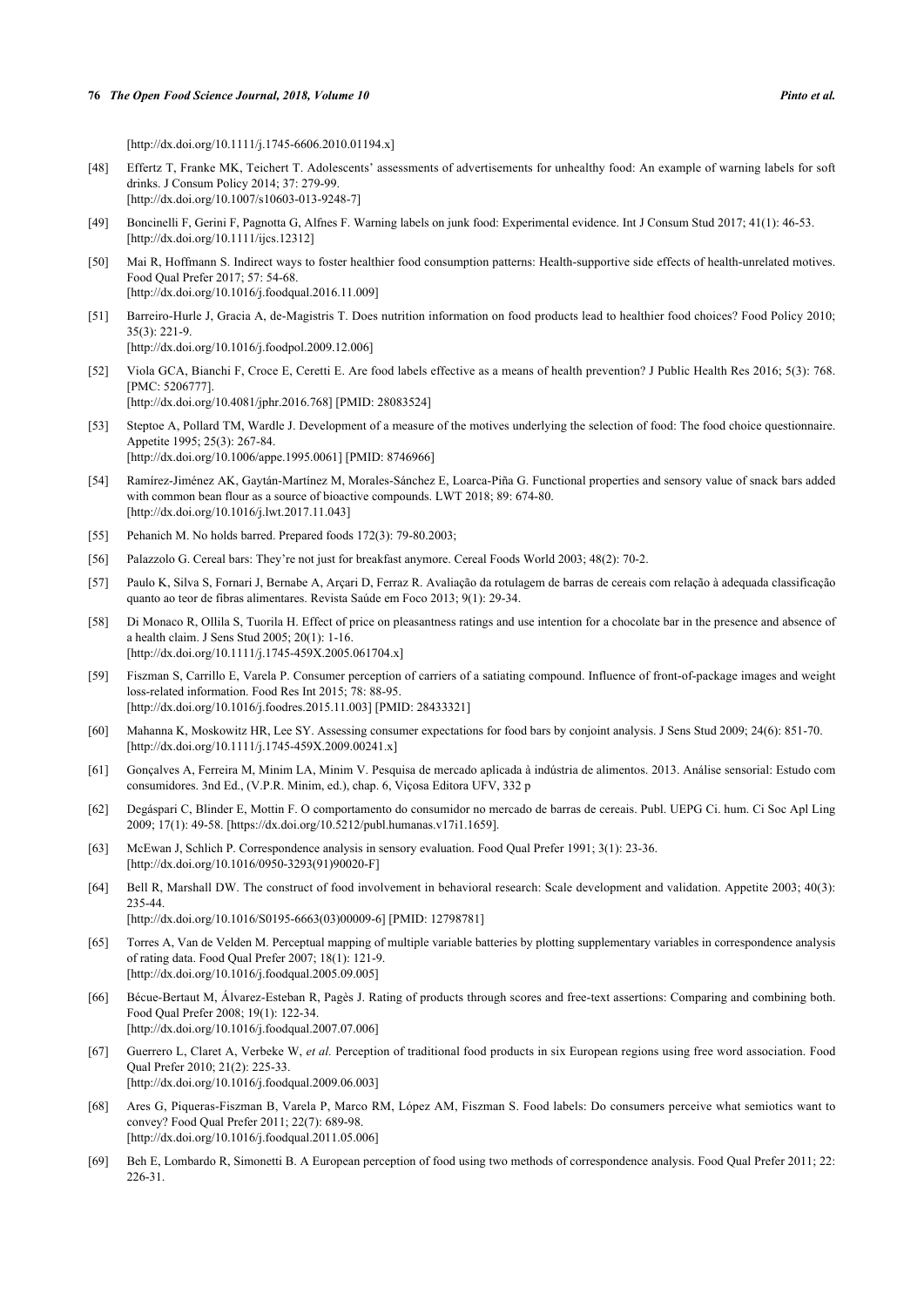[http://dx.doi.org/10.1111/j.1745-6606.2010.01194.x]

[48] Effertz T, Franke MK, Teichert T. Adolescents' assessments of advertisements for unhealthy food: An example of warning labels for soft drinks. J Consum Policy 2014; 37: 279-99.
[http://dx.doi.org/10.1007/s10603-013-9248-7]

[49] Boncinelli F, Gerini F, Pagnotta G, Alfnes F. Warning labels on junk food: Experimental evidence. Int J Consum Stud 2017; 41(1): 46-53.
[http://dx.doi.org/10.1111/ijcs.12312]

[50] Mai R, Hoffmann S. Indirect ways to foster healthier food consumption patterns: Health-supportive side effects of health-unrelated motives. Food Qual Prefer 2017; 57: 54-68.
[http://dx.doi.org/10.1016/j.foodqual.2016.11.009]

[51] Barreiro-Hurle J, Gracia A, de-Magistris T. Does nutrition information on food products lead to healthier food choices? Food Policy 2010; 35(3): 221-9.
[http://dx.doi.org/10.1016/j.foodpol.2009.12.006]

[52] Viola GCA, Bianchi F, Croce E, Ceretti E. Are food labels effective as a means of health prevention? J Public Health Res 2016; 5(3): 768. [PMC: 5206777].
[http://dx.doi.org/10.4081/jphr.2016.768] [PMID: 28083524]

[53] Steptoe A, Pollard TM, Wardle J. Development of a measure of the motives underlying the selection of food: The food choice questionnaire. Appetite 1995; 25(3): 267-84.
[http://dx.doi.org/10.1006/appe.1995.0061] [PMID: 8746966]

[54] Ramírez-Jiménez AK, Gaytán-Martínez M, Morales-Sánchez E, Loarca-Piña G. Functional properties and sensory value of snack bars added with common bean flour as a source of bioactive compounds. LWT 2018; 89: 674-80.
[http://dx.doi.org/10.1016/j.lwt.2017.11.043]

[55] Pehanich M. No holds barred. Prepared foods 172(3): 79-80.2003;

[56] Palazzolo G. Cereal bars: They're not just for breakfast anymore. Cereal Foods World 2003; 48(2): 70-2.

[57] Paulo K, Silva S, Fornari J, Bernabe A, Arçari D, Ferraz R. Avaliação da rotulagem de barras de cereais com relação à adequada classificação quanto ao teor de fibras alimentares. Revista Saúde em Foco 2013; 9(1): 29-34.

[58] Di Monaco R, Ollila S, Tuorila H. Effect of price on pleasantness ratings and use intention for a chocolate bar in the presence and absence of a health claim. J Sens Stud 2005; 20(1): 1-16.
[http://dx.doi.org/10.1111/j.1745-459X.2005.061704.x]

[59] Fiszman S, Carrillo E, Varela P. Consumer perception of carriers of a satiating compound. Influence of front-of-package images and weight loss-related information. Food Res Int 2015; 78: 88-95.
[http://dx.doi.org/10.1016/j.foodres.2015.11.003] [PMID: 28433321]

[60] Mahanna K, Moskowitz HR, Lee SY. Assessing consumer expectations for food bars by conjoint analysis. J Sens Stud 2009; 24(6): 851-70.
[http://dx.doi.org/10.1111/j.1745-459X.2009.00241.x]

[61] Gonçalves A, Ferreira M, Minim LA, Minim V. Pesquisa de mercado aplicada à indústria de alimentos. 2013. Análise sensorial: Estudo com consumidores. 3nd Ed., (V.P.R. Minim, ed.), chap. 6, Viçosa Editora UFV, 332 p

[62] Degáspari C, Blinder E, Mottin F. O comportamento do consumidor no mercado de barras de cereais. Publ. UEPG Ci. hum. Ci Soc Apl Ling 2009; 17(1): 49-58. [https://dx.doi.org/10.5212/publ.humanas.v17i1.1659].

[63] McEwan J, Schlich P. Correspondence analysis in sensory evaluation. Food Qual Prefer 1991; 3(1): 23-36.
[http://dx.doi.org/10.1016/0950-3293(91)90020-F]

[64] Bell R, Marshall DW. The construct of food involvement in behavioral research: Scale development and validation. Appetite 2003; 40(3): 235-44.
[http://dx.doi.org/10.1016/S0195-6663(03)00009-6] [PMID: 12798781]

[65] Torres A, Van de Velden M. Perceptual mapping of multiple variable batteries by plotting supplementary variables in correspondence analysis of rating data. Food Qual Prefer 2007; 18(1): 121-9.
[http://dx.doi.org/10.1016/j.foodqual.2005.09.005]

[66] Bécue-Bertaut M, Álvarez-Esteban R, Pagès J. Rating of products through scores and free-text assertions: Comparing and combining both. Food Qual Prefer 2008; 19(1): 122-34.
[http://dx.doi.org/10.1016/j.foodqual.2007.07.006]

[67] Guerrero L, Claret A, Verbeke W, *et al.* Perception of traditional food products in six European regions using free word association. Food Qual Prefer 2010; 21(2): 225-33.
[http://dx.doi.org/10.1016/j.foodqual.2009.06.003]

[68] Ares G, Piqueras-Fiszman B, Varela P, Marco RM, López AM, Fiszman S. Food labels: Do consumers perceive what semiotics want to convey? Food Qual Prefer 2011; 22(7): 689-98.
[http://dx.doi.org/10.1016/j.foodqual.2011.05.006]

[69] Beh E, Lombardo R, Simonetti B. A European perception of food using two methods of correspondence analysis. Food Qual Prefer 2011; 22: 226-31.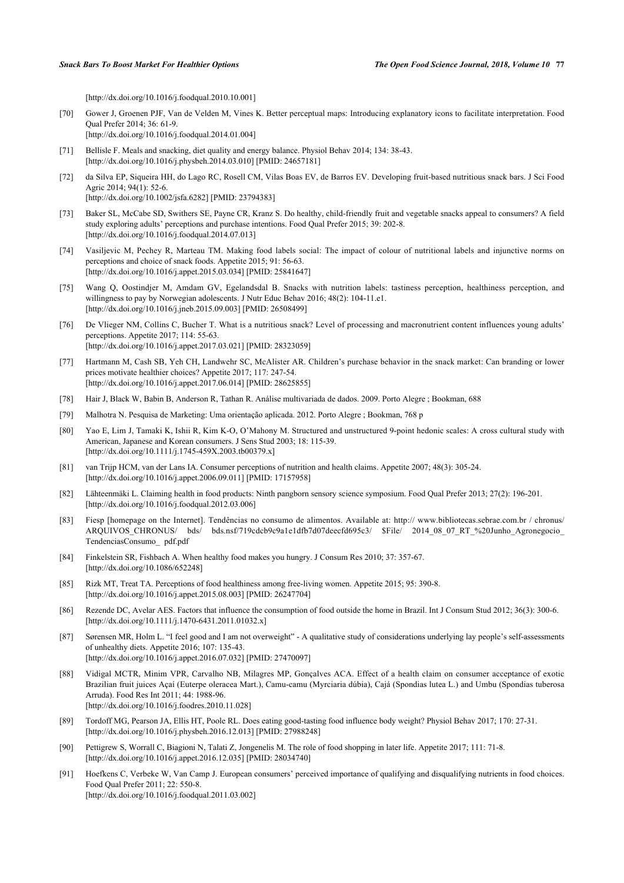[http://dx.doi.org/10.1016/j.foodqual.2010.10.001]

[70] Gower J, Groenen PJF, Van de Velden M, Vines K. Better perceptual maps: Introducing explanatory icons to facilitate interpretation. Food Qual Prefer 2014; 36: 61-9.
[http://dx.doi.org/10.1016/j.foodqual.2014.01.004]

[71] Bellisle F. Meals and snacking, diet quality and energy balance. Physiol Behav 2014; 134: 38-43.
[http://dx.doi.org/10.1016/j.physbeh.2014.03.010] [PMID: 24657181]

[72] da Silva EP, Siqueira HH, do Lago RC, Rosell CM, Vilas Boas EV, de Barros EV. Developing fruit-based nutritious snack bars. J Sci Food Agric 2014; 94(1): 52-6.
[http://dx.doi.org/10.1002/jsfa.6282] [PMID: 23794383]

[73] Baker SL, McCabe SD, Swithers SE, Payne CR, Kranz S. Do healthy, child-friendly fruit and vegetable snacks appeal to consumers? A field study exploring adults' perceptions and purchase intentions. Food Qual Prefer 2015; 39: 202-8.
[http://dx.doi.org/10.1016/j.foodqual.2014.07.013]

[74] Vasiljevic M, Pechey R, Marteau TM. Making food labels social: The impact of colour of nutritional labels and injunctive norms on perceptions and choice of snack foods. Appetite 2015; 91: 56-63.
[http://dx.doi.org/10.1016/j.appet.2015.03.034] [PMID: 25841647]

[75] Wang Q, Oostindjer M, Amdam GV, Egelandsdal B. Snacks with nutrition labels: tastiness perception, healthiness perception, and willingness to pay by Norwegian adolescents. J Nutr Educ Behav 2016; 48(2): 104-11.e1.
[http://dx.doi.org/10.1016/j.jneb.2015.09.003] [PMID: 26508499]

[76] De Vlieger NM, Collins C, Bucher T. What is a nutritious snack? Level of processing and macronutrient content influences young adults' perceptions. Appetite 2017; 114: 55-63.
[http://dx.doi.org/10.1016/j.appet.2017.03.021] [PMID: 28323059]

[77] Hartmann M, Cash SB, Yeh CH, Landwehr SC, McAlister AR. Children's purchase behavior in the snack market: Can branding or lower prices motivate healthier choices? Appetite 2017; 117: 247-54.
[http://dx.doi.org/10.1016/j.appet.2017.06.014] [PMID: 28625855]

[78] Hair J, Black W, Babin B, Anderson R, Tathan R. Análise multivariada de dados. 2009. Porto Alegre ; Bookman, 688

[79] Malhotra N. Pesquisa de Marketing: Uma orientação aplicada. 2012. Porto Alegre ; Bookman, 768 p

[80] Yao E, Lim J, Tamaki K, Ishii R, Kim K-O, O'Mahony M. Structured and unstructured 9-point hedonic scales: A cross cultural study with American, Japanese and Korean consumers. J Sens Stud 2003; 18: 115-39.
[http://dx.doi.org/10.1111/j.1745-459X.2003.tb00379.x]

[81] van Trijp HCM, van der Lans IA. Consumer perceptions of nutrition and health claims. Appetite 2007; 48(3): 305-24.
[http://dx.doi.org/10.1016/j.appet.2006.09.011] [PMID: 17157958]

[82] Lähteenmäki L. Claiming health in food products: Ninth pangborn sensory science symposium. Food Qual Prefer 2013; 27(2): 196-201.
[http://dx.doi.org/10.1016/j.foodqual.2012.03.006]

[83] Fiesp [homepage on the Internet]. Tendências no consumo de alimentos. Available at: http:// www.bibliotecas.sebrae.com.br / chronus/ ARQUIVOS_CHRONUS/ bds/ bds.nsf/719cdcb9c9a1e1dfb7d07deecfd695c3/ $File/ 2014_08_07_RT_%20Junho_Agronegocio_ TendenciasConsumo_ pdf.pdf

[84] Finkelstein SR, Fishbach A. When healthy food makes you hungry. J Consum Res 2010; 37: 357-67.
[http://dx.doi.org/10.1086/652248]

[85] Rizk MT, Treat TA. Perceptions of food healthiness among free-living women. Appetite 2015; 95: 390-8.
[http://dx.doi.org/10.1016/j.appet.2015.08.003] [PMID: 26247704]

[86] Rezende DC, Avelar AES. Factors that influence the consumption of food outside the home in Brazil. Int J Consum Stud 2012; 36(3): 300-6.
[http://dx.doi.org/10.1111/j.1470-6431.2011.01032.x]

[87] Sørensen MR, Holm L. "I feel good and I am not overweight" - A qualitative study of considerations underlying lay people's self-assessments of unhealthy diets. Appetite 2016; 107: 135-43.
[http://dx.doi.org/10.1016/j.appet.2016.07.032] [PMID: 27470097]

[88] Vidigal MCTR, Minim VPR, Carvalho NB, Milagres MP, Gonçalves ACA. Effect of a health claim on consumer acceptance of exotic Brazilian fruit juices Açaí (Euterpe oleracea Mart.), Camu-camu (Myrciaria dúbia), Cajá (Spondias lutea L.) and Umbu (Spondias tuberosa Arruda). Food Res Int 2011; 44: 1988-96.
[http://dx.doi.org/10.1016/j.foodres.2010.11.028]

[89] Tordoff MG, Pearson JA, Ellis HT, Poole RL. Does eating good-tasting food influence body weight? Physiol Behav 2017; 170: 27-31.
[http://dx.doi.org/10.1016/j.physbeh.2016.12.013] [PMID: 27988248]

[90] Pettigrew S, Worrall C, Biagioni N, Talati Z, Jongenelis M. The role of food shopping in later life. Appetite 2017; 111: 71-8.
[http://dx.doi.org/10.1016/j.appet.2016.12.035] [PMID: 28034740]

[91] Hoefkens C, Verbeke W, Van Camp J. European consumers' perceived importance of qualifying and disqualifying nutrients in food choices. Food Qual Prefer 2011; 22: 550-8.
[http://dx.doi.org/10.1016/j.foodqual.2011.03.002]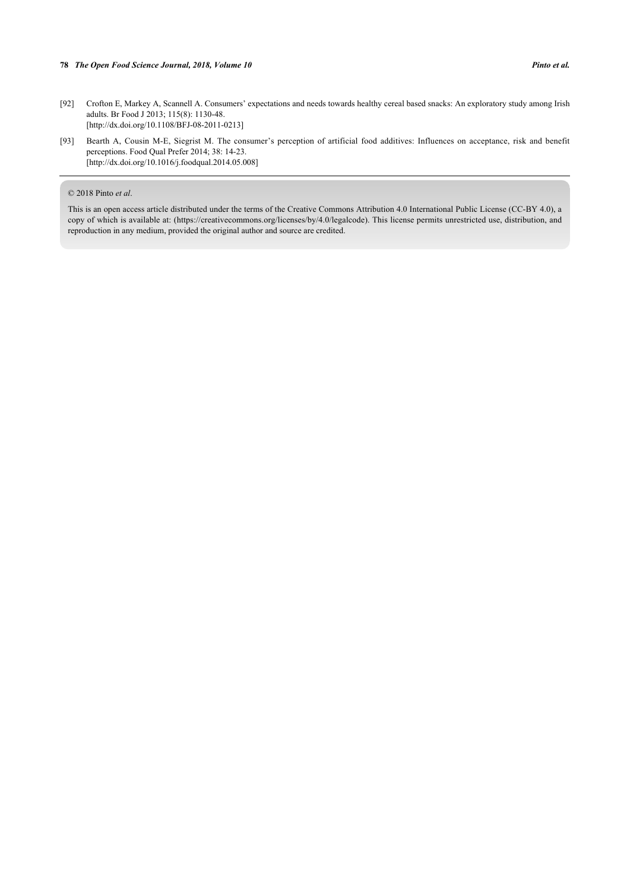[92] Crofton E, Markey A, Scannell A. Consumers' expectations and needs towards healthy cereal based snacks: An exploratory study among Irish adults. Br Food J 2013; 115(8): 1130-48. [http://dx.doi.org/10.1108/BFJ-08-2011-0213]

[93] Bearth A, Cousin M-E, Siegrist M. The consumer's perception of artificial food additives: Influences on acceptance, risk and benefit perceptions. Food Qual Prefer 2014; 38: 14-23. [http://dx.doi.org/10.1016/j.foodqual.2014.05.008]

---

© 2018 Pinto *et al*.

This is an open access article distributed under the terms of the Creative Commons Attribution 4.0 International Public License (CC-BY 4.0), a copy of which is available at: (https://creativecommons.org/licenses/by/4.0/legalcode). This license permits unrestricted use, distribution, and reproduction in any medium, provided the original author and source are credited.